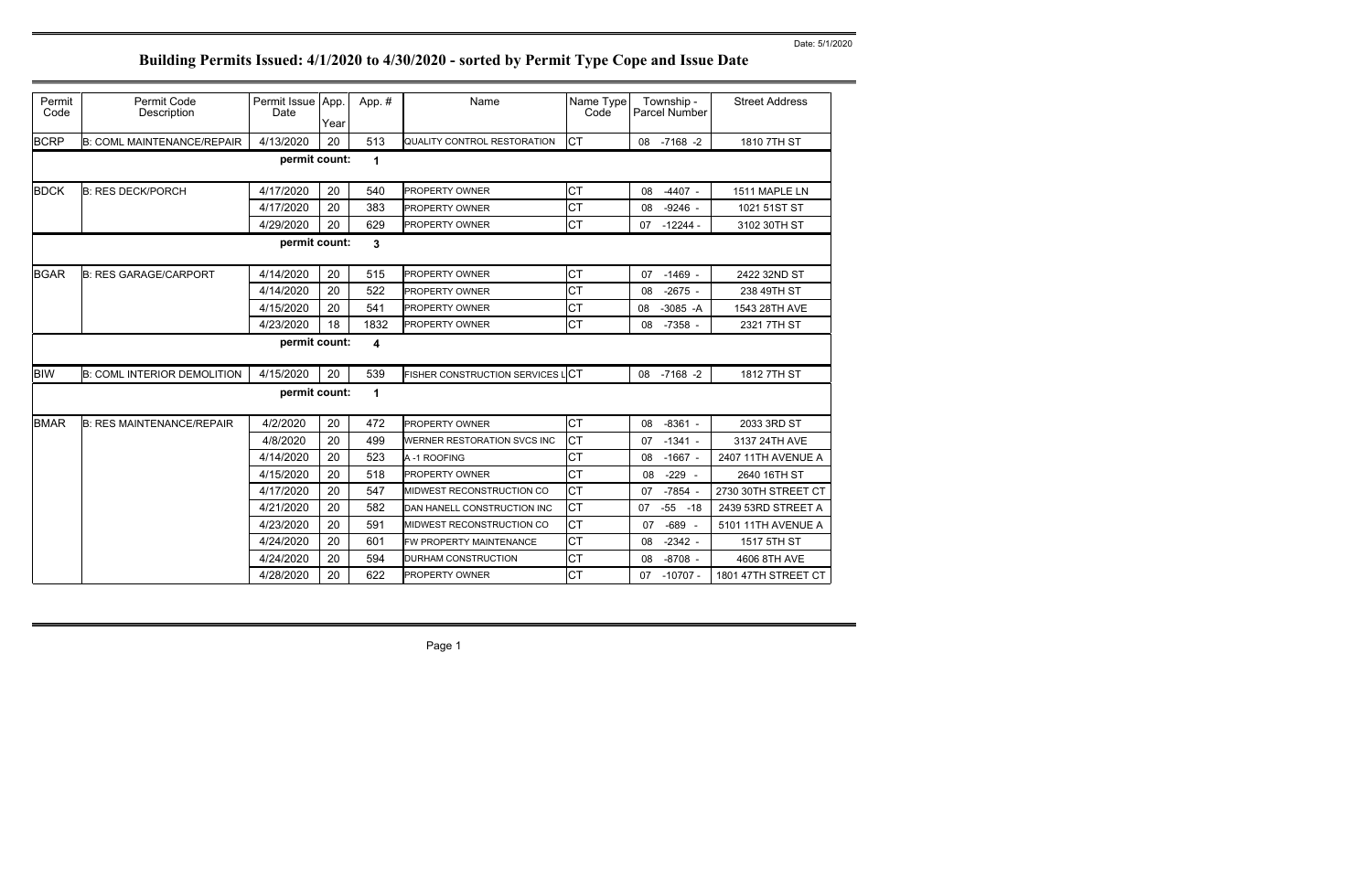Date: 5/1/2020

# Building Permits Issued: 4/1/2020 to 4/30/2020 - sorted by Permit Type Cope and Issue Date

| Permit Code | Permit Code Description | Permit Issue Date | App. Year | App. # | Name | Name Type Code | Township - Parcel Number | Street Address |
|---|---|---|---|---|---|---|---|---|
| BCRP | B: COML MAINTENANCE/REPAIR | 4/13/2020 | 20 | 513 | QUALITY CONTROL RESTORATION | CT | 08 -7168 -2 | 1810 7TH ST |
| | | permit count: | | 1 | | | | |
| BDCK | B: RES DECK/PORCH | 4/17/2020 | 20 | 540 | PROPERTY OWNER | CT | 08 -4407 - | 1511 MAPLE LN |
| | | 4/17/2020 | 20 | 383 | PROPERTY OWNER | CT | 08 -9246 - | 1021 51ST ST |
| | | 4/29/2020 | 20 | 629 | PROPERTY OWNER | CT | 07 -12244 - | 3102 30TH ST |
| | | permit count: | | 3 | | | | |
| BGAR | B: RES GARAGE/CARPORT | 4/14/2020 | 20 | 515 | PROPERTY OWNER | CT | 07 -1469 - | 2422 32ND ST |
| | | 4/14/2020 | 20 | 522 | PROPERTY OWNER | CT | 08 -2675 - | 238 49TH ST |
| | | 4/15/2020 | 20 | 541 | PROPERTY OWNER | CT | 08 -3085 -A | 1543 28TH AVE |
| | | 4/23/2020 | 18 | 1832 | PROPERTY OWNER | CT | 08 -7358 - | 2321 7TH ST |
| | | permit count: | | 4 | | | | |
| BIW | B: COML INTERIOR DEMOLITION | 4/15/2020 | 20 | 539 | FISHER CONSTRUCTION SERVICES L | CT | 08 -7168 -2 | 1812 7TH ST |
| | | permit count: | | 1 | | | | |
| BMAR | B: RES MAINTENANCE/REPAIR | 4/2/2020 | 20 | 472 | PROPERTY OWNER | CT | 08 -8361 - | 2033 3RD ST |
| | | 4/8/2020 | 20 | 499 | WERNER RESTORATION SVCS INC | CT | 07 -1341 - | 3137 24TH AVE |
| | | 4/14/2020 | 20 | 523 | A -1 ROOFING | CT | 08 -1667 - | 2407 11TH AVENUE A |
| | | 4/15/2020 | 20 | 518 | PROPERTY OWNER | CT | 08 -229 - | 2640 16TH ST |
| | | 4/17/2020 | 20 | 547 | MIDWEST RECONSTRUCTION CO | CT | 07 -7854 - | 2730 30TH STREET CT |
| | | 4/21/2020 | 20 | 582 | DAN HANELL CONSTRUCTION INC | CT | 07 -55 -18 | 2439 53RD STREET A |
| | | 4/23/2020 | 20 | 591 | MIDWEST RECONSTRUCTION CO | CT | 07 -689 - | 5101 11TH AVENUE A |
| | | 4/24/2020 | 20 | 601 | FW PROPERTY MAINTENANCE | CT | 08 -2342 - | 1517 5TH ST |
| | | 4/24/2020 | 20 | 594 | DURHAM CONSTRUCTION | CT | 08 -8708 - | 4606 8TH AVE |
| | | 4/28/2020 | 20 | 622 | PROPERTY OWNER | CT | 07 -10707 - | 1801 47TH STREET CT |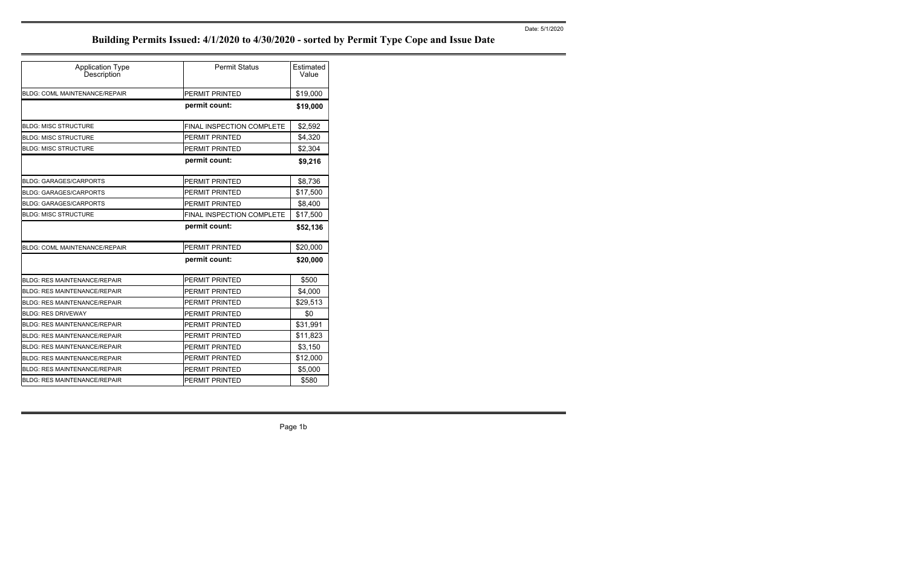Date: 5/1/2020

# Building Permits Issued: 4/1/2020 to 4/30/2020 - sorted by Permit Type Cope and Issue Date

| Application Type Description | Permit Status | Estimated Value |
|---|---|---|
| BLDG: COML MAINTENANCE/REPAIR | PERMIT PRINTED | $19,000 |
| | **permit count:** | **$19,000** |
| BLDG: MISC STRUCTURE | FINAL INSPECTION COMPLETE | $2,592 |
| BLDG: MISC STRUCTURE | PERMIT PRINTED | $4,320 |
| BLDG: MISC STRUCTURE | PERMIT PRINTED | $2,304 |
| | **permit count:** | **$9,216** |
| BLDG: GARAGES/CARPORTS | PERMIT PRINTED | $8,736 |
| BLDG: GARAGES/CARPORTS | PERMIT PRINTED | $17,500 |
| BLDG: GARAGES/CARPORTS | PERMIT PRINTED | $8,400 |
| BLDG: MISC STRUCTURE | FINAL INSPECTION COMPLETE | $17,500 |
| | **permit count:** | **$52,136** |
| BLDG: COML MAINTENANCE/REPAIR | PERMIT PRINTED | $20,000 |
| | **permit count:** | **$20,000** |
| BLDG: RES MAINTENANCE/REPAIR | PERMIT PRINTED | $500 |
| BLDG: RES MAINTENANCE/REPAIR | PERMIT PRINTED | $4,000 |
| BLDG: RES MAINTENANCE/REPAIR | PERMIT PRINTED | $29,513 |
| BLDG: RES DRIVEWAY | PERMIT PRINTED | $0 |
| BLDG: RES MAINTENANCE/REPAIR | PERMIT PRINTED | $31,991 |
| BLDG: RES MAINTENANCE/REPAIR | PERMIT PRINTED | $11,823 |
| BLDG: RES MAINTENANCE/REPAIR | PERMIT PRINTED | $3,150 |
| BLDG: RES MAINTENANCE/REPAIR | PERMIT PRINTED | $12,000 |
| BLDG: RES MAINTENANCE/REPAIR | PERMIT PRINTED | $5,000 |
| BLDG: RES MAINTENANCE/REPAIR | PERMIT PRINTED | $580 |

Page 1b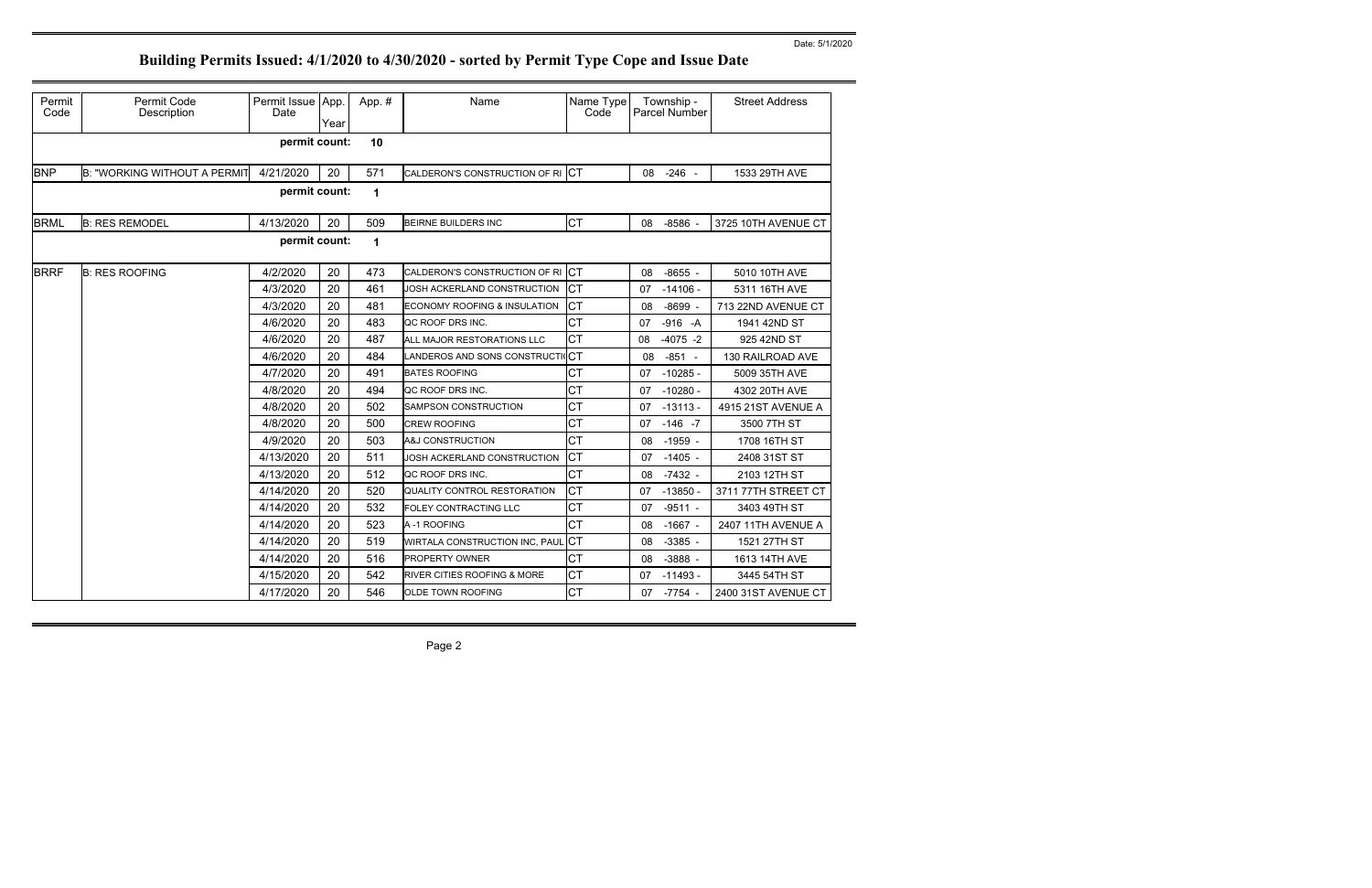# Building Permits Issued: 4/1/2020 to 4/30/2020 - sorted by Permit Type Cope and Issue Date

| Permit Code | Permit Code Description | Permit Issue Date | App. Year | App. # | Name | Name Type Code | Township - Parcel Number | Street Address |
|---|---|---|---|---|---|---|---|---|
| | | permit count: | | 10 | | | | |
| BNP | B: "WORKING WITHOUT A PERMIT | 4/21/2020 | 20 | 571 | CALDERON'S CONSTRUCTION OF RI | CT | 08 -246 - | 1533 29TH AVE |
| | | permit count: | | 1 | | | | |
| BRML | B: RES REMODEL | 4/13/2020 | 20 | 509 | BEIRNE BUILDERS INC | CT | 08 -8586 - | 3725 10TH AVENUE CT |
| | | permit count: | | 1 | | | | |
| BRRF | B: RES ROOFING | 4/2/2020 | 20 | 473 | CALDERON'S CONSTRUCTION OF RI | CT | 08 -8655 - | 5010 10TH AVE |
| | | 4/3/2020 | 20 | 461 | JOSH ACKERLAND CONSTRUCTION | CT | 07 -14106 - | 5311 16TH AVE |
| | | 4/3/2020 | 20 | 481 | ECONOMY ROOFING & INSULATION | CT | 08 -8699 - | 713 22ND AVENUE CT |
| | | 4/6/2020 | 20 | 483 | QC ROOF DRS INC. | CT | 07 -916 -A | 1941 42ND ST |
| | | 4/6/2020 | 20 | 487 | ALL MAJOR RESTORATIONS LLC | CT | 08 -4075 -2 | 925 42ND ST |
| | | 4/6/2020 | 20 | 484 | LANDEROS AND SONS CONSTRUCTIO | CT | 08 -851 - | 130 RAILROAD AVE |
| | | 4/7/2020 | 20 | 491 | BATES ROOFING | CT | 07 -10285 - | 5009 35TH AVE |
| | | 4/8/2020 | 20 | 494 | QC ROOF DRS INC. | CT | 07 -10280 - | 4302 20TH AVE |
| | | 4/8/2020 | 20 | 502 | SAMPSON CONSTRUCTION | CT | 07 -13113 - | 4915 21ST AVENUE A |
| | | 4/8/2020 | 20 | 500 | CREW ROOFING | CT | 07 -146 -7 | 3500 7TH ST |
| | | 4/9/2020 | 20 | 503 | A&J CONSTRUCTION | CT | 08 -1959 - | 1708 16TH ST |
| | | 4/13/2020 | 20 | 511 | JOSH ACKERLAND CONSTRUCTION | CT | 07 -1405 - | 2408 31ST ST |
| | | 4/13/2020 | 20 | 512 | QC ROOF DRS INC. | CT | 08 -7432 - | 2103 12TH ST |
| | | 4/14/2020 | 20 | 520 | QUALITY CONTROL RESTORATION | CT | 07 -13850 - | 3711 77TH STREET CT |
| | | 4/14/2020 | 20 | 532 | FOLEY CONTRACTING LLC | CT | 07 -9511 - | 3403 49TH ST |
| | | 4/14/2020 | 20 | 523 | A -1 ROOFING | CT | 08 -1667 - | 2407 11TH AVENUE A |
| | | 4/14/2020 | 20 | 519 | WIRTALA CONSTRUCTION INC, PAUL | CT | 08 -3385 - | 1521 27TH ST |
| | | 4/14/2020 | 20 | 516 | PROPERTY OWNER | CT | 08 -3888 - | 1613 14TH AVE |
| | | 4/15/2020 | 20 | 542 | RIVER CITIES ROOFING & MORE | CT | 07 -11493 - | 3445 54TH ST |
| | | 4/17/2020 | 20 | 546 | OLDE TOWN ROOFING | CT | 07 -7754 - | 2400 31ST AVENUE CT |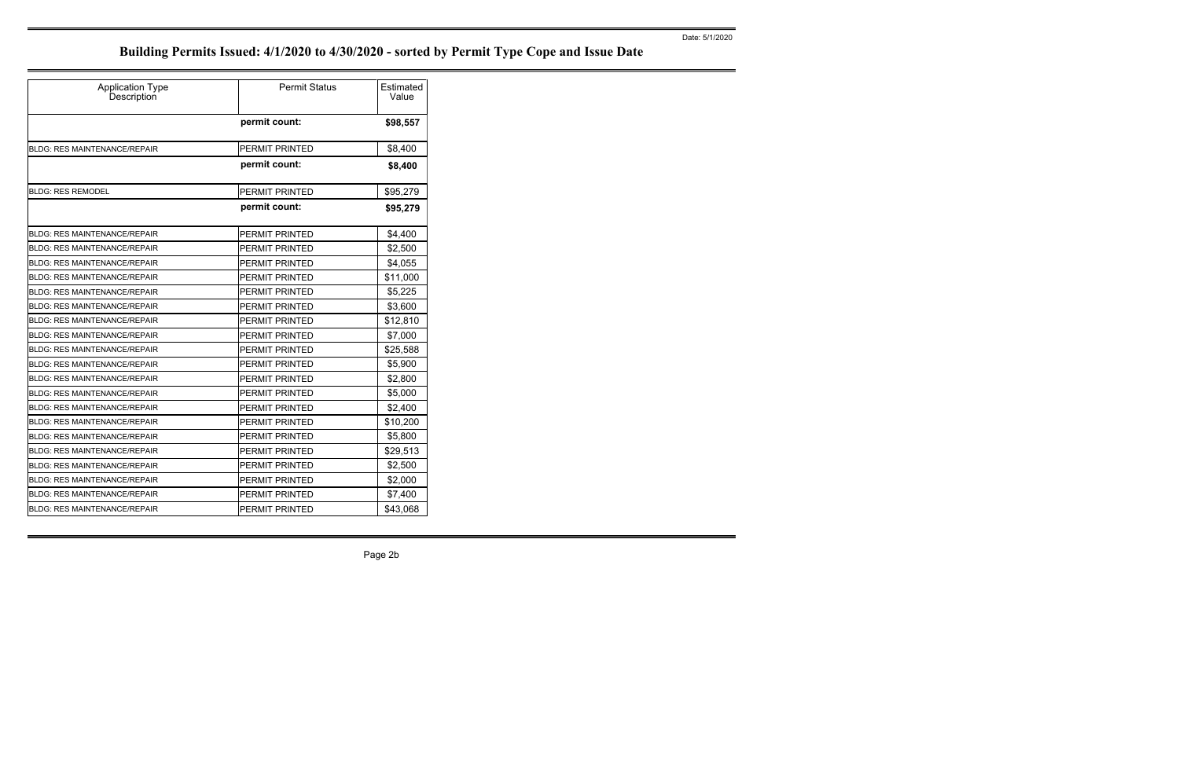Date: 5/1/2020

# Building Permits Issued: 4/1/2020 to 4/30/2020 - sorted by Permit Type Cope and Issue Date

| Application Type Description | Permit Status | Estimated Value |
|---|---|---|
| | **permit count:** | **$98,557** |
| BLDG: RES MAINTENANCE/REPAIR | PERMIT PRINTED | $8,400 |
| | **permit count:** | **$8,400** |
| BLDG: RES REMODEL | PERMIT PRINTED | $95,279 |
| | **permit count:** | **$95,279** |
| BLDG: RES MAINTENANCE/REPAIR | PERMIT PRINTED | $4,400 |
| BLDG: RES MAINTENANCE/REPAIR | PERMIT PRINTED | $2,500 |
| BLDG: RES MAINTENANCE/REPAIR | PERMIT PRINTED | $4,055 |
| BLDG: RES MAINTENANCE/REPAIR | PERMIT PRINTED | $11,000 |
| BLDG: RES MAINTENANCE/REPAIR | PERMIT PRINTED | $5,225 |
| BLDG: RES MAINTENANCE/REPAIR | PERMIT PRINTED | $3,600 |
| BLDG: RES MAINTENANCE/REPAIR | PERMIT PRINTED | $12,810 |
| BLDG: RES MAINTENANCE/REPAIR | PERMIT PRINTED | $7,000 |
| BLDG: RES MAINTENANCE/REPAIR | PERMIT PRINTED | $25,588 |
| BLDG: RES MAINTENANCE/REPAIR | PERMIT PRINTED | $5,900 |
| BLDG: RES MAINTENANCE/REPAIR | PERMIT PRINTED | $2,800 |
| BLDG: RES MAINTENANCE/REPAIR | PERMIT PRINTED | $5,000 |
| BLDG: RES MAINTENANCE/REPAIR | PERMIT PRINTED | $2,400 |
| BLDG: RES MAINTENANCE/REPAIR | PERMIT PRINTED | $10,200 |
| BLDG: RES MAINTENANCE/REPAIR | PERMIT PRINTED | $5,800 |
| BLDG: RES MAINTENANCE/REPAIR | PERMIT PRINTED | $29,513 |
| BLDG: RES MAINTENANCE/REPAIR | PERMIT PRINTED | $2,500 |
| BLDG: RES MAINTENANCE/REPAIR | PERMIT PRINTED | $2,000 |
| BLDG: RES MAINTENANCE/REPAIR | PERMIT PRINTED | $7,400 |
| BLDG: RES MAINTENANCE/REPAIR | PERMIT PRINTED | $43,068 |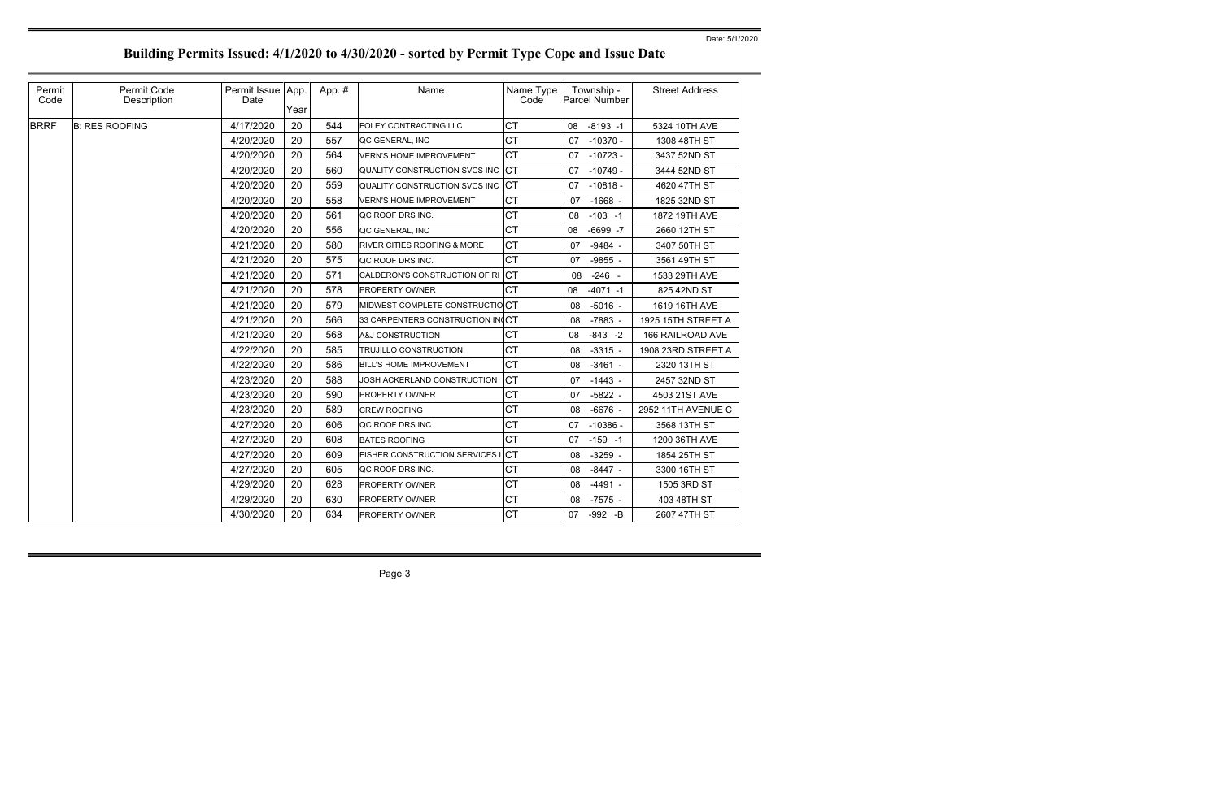# Building Permits Issued: 4/1/2020 to 4/30/2020 - sorted by Permit Type Cope and Issue Date

Date: 5/1/2020

| Permit Code | Permit Code Description | Permit Issue Date | App. Year | App. # | Name | Name Type Code | Township - Parcel Number | Street Address |
|---|---|---|---|---|---|---|---|---|
| BRRF | B: RES ROOFING | 4/17/2020 | 20 | 544 | FOLEY CONTRACTING LLC | CT | 08 -8193 -1 | 5324 10TH AVE |
| | | 4/20/2020 | 20 | 557 | QC GENERAL, INC | CT | 07 -10370 - | 1308 48TH ST |
| | | 4/20/2020 | 20 | 564 | VERN'S HOME IMPROVEMENT | CT | 07 -10723 - | 3437 52ND ST |
| | | 4/20/2020 | 20 | 560 | QUALITY CONSTRUCTION SVCS INC | CT | 07 -10749 - | 3444 52ND ST |
| | | 4/20/2020 | 20 | 559 | QUALITY CONSTRUCTION SVCS INC | CT | 07 -10818 - | 4620 47TH ST |
| | | 4/20/2020 | 20 | 558 | VERN'S HOME IMPROVEMENT | CT | 07 -1668 - | 1825 32ND ST |
| | | 4/20/2020 | 20 | 561 | QC ROOF DRS INC. | CT | 08 -103 -1 | 1872 19TH AVE |
| | | 4/20/2020 | 20 | 556 | QC GENERAL, INC | CT | 08 -6699 -7 | 2660 12TH ST |
| | | 4/21/2020 | 20 | 580 | RIVER CITIES ROOFING & MORE | CT | 07 -9484 - | 3407 50TH ST |
| | | 4/21/2020 | 20 | 575 | QC ROOF DRS INC. | CT | 07 -9855 - | 3561 49TH ST |
| | | 4/21/2020 | 20 | 571 | CALDERON'S CONSTRUCTION OF RI | CT | 08 -246 - | 1533 29TH AVE |
| | | 4/21/2020 | 20 | 578 | PROPERTY OWNER | CT | 08 -4071 -1 | 825 42ND ST |
| | | 4/21/2020 | 20 | 579 | MIDWEST COMPLETE CONSTRUCTIO | CT | 08 -5016 - | 1619 16TH AVE |
| | | 4/21/2020 | 20 | 566 | 33 CARPENTERS CONSTRUCTION IN | CT | 08 -7883 - | 1925 15TH STREET A |
| | | 4/21/2020 | 20 | 568 | A&J CONSTRUCTION | CT | 08 -843 -2 | 166 RAILROAD AVE |
| | | 4/22/2020 | 20 | 585 | TRUJILLO CONSTRUCTION | CT | 08 -3315 - | 1908 23RD STREET A |
| | | 4/22/2020 | 20 | 586 | BILL'S HOME IMPROVEMENT | CT | 08 -3461 - | 2320 13TH ST |
| | | 4/23/2020 | 20 | 588 | JOSH ACKERLAND CONSTRUCTION | CT | 07 -1443 - | 2457 32ND ST |
| | | 4/23/2020 | 20 | 590 | PROPERTY OWNER | CT | 07 -5822 - | 4503 21ST AVE |
| | | 4/23/2020 | 20 | 589 | CREW ROOFING | CT | 08 -6676 - | 2952 11TH AVENUE C |
| | | 4/27/2020 | 20 | 606 | QC ROOF DRS INC. | CT | 07 -10386 - | 3568 13TH ST |
| | | 4/27/2020 | 20 | 608 | BATES ROOFING | CT | 07 -159 -1 | 1200 36TH AVE |
| | | 4/27/2020 | 20 | 609 | FISHER CONSTRUCTION SERVICES L | CT | 08 -3259 - | 1854 25TH ST |
| | | 4/27/2020 | 20 | 605 | QC ROOF DRS INC. | CT | 08 -8447 - | 3300 16TH ST |
| | | 4/29/2020 | 20 | 628 | PROPERTY OWNER | CT | 08 -4491 - | 1505 3RD ST |
| | | 4/29/2020 | 20 | 630 | PROPERTY OWNER | CT | 08 -7575 - | 403 48TH ST |
| | | 4/30/2020 | 20 | 634 | PROPERTY OWNER | CT | 07 -992 -B | 2607 47TH ST |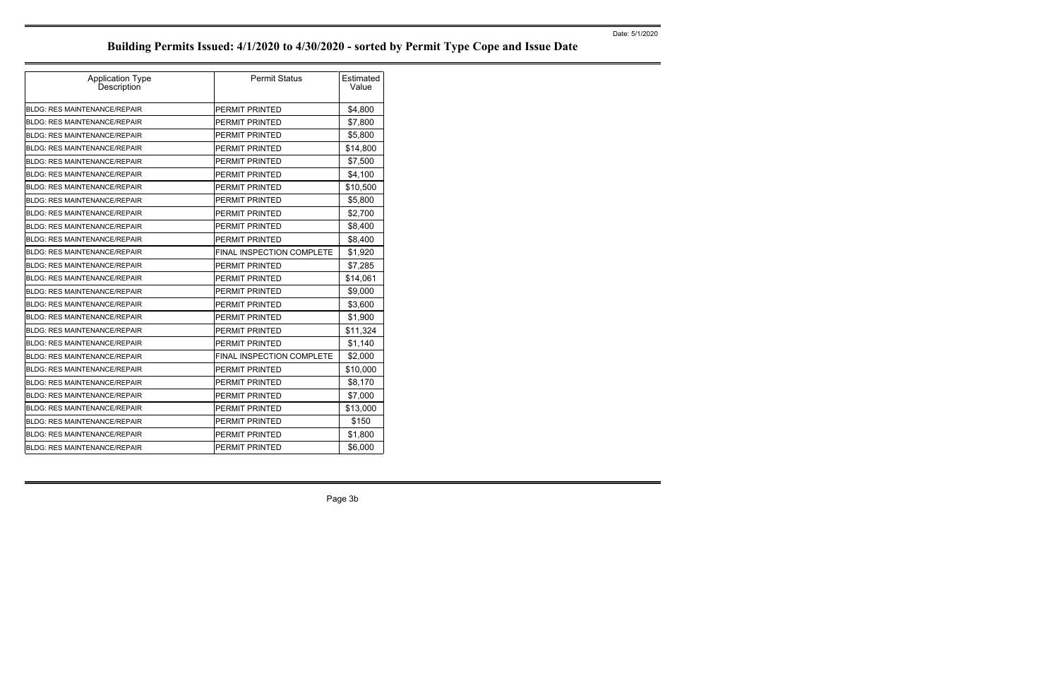# Building Permits Issued: 4/1/2020 to 4/30/2020 - sorted by Permit Type Cope and Issue Date

Date: 5/1/2020

| Application Type Description | Permit Status | Estimated Value |
|---|---|---|
| BLDG: RES MAINTENANCE/REPAIR | PERMIT PRINTED | $4,800 |
| BLDG: RES MAINTENANCE/REPAIR | PERMIT PRINTED | $7,800 |
| BLDG: RES MAINTENANCE/REPAIR | PERMIT PRINTED | $5,800 |
| BLDG: RES MAINTENANCE/REPAIR | PERMIT PRINTED | $14,800 |
| BLDG: RES MAINTENANCE/REPAIR | PERMIT PRINTED | $7,500 |
| BLDG: RES MAINTENANCE/REPAIR | PERMIT PRINTED | $4,100 |
| BLDG: RES MAINTENANCE/REPAIR | PERMIT PRINTED | $10,500 |
| BLDG: RES MAINTENANCE/REPAIR | PERMIT PRINTED | $5,800 |
| BLDG: RES MAINTENANCE/REPAIR | PERMIT PRINTED | $2,700 |
| BLDG: RES MAINTENANCE/REPAIR | PERMIT PRINTED | $8,400 |
| BLDG: RES MAINTENANCE/REPAIR | PERMIT PRINTED | $8,400 |
| BLDG: RES MAINTENANCE/REPAIR | FINAL INSPECTION COMPLETE | $1,920 |
| BLDG: RES MAINTENANCE/REPAIR | PERMIT PRINTED | $7,285 |
| BLDG: RES MAINTENANCE/REPAIR | PERMIT PRINTED | $14,061 |
| BLDG: RES MAINTENANCE/REPAIR | PERMIT PRINTED | $9,000 |
| BLDG: RES MAINTENANCE/REPAIR | PERMIT PRINTED | $3,600 |
| BLDG: RES MAINTENANCE/REPAIR | PERMIT PRINTED | $1,900 |
| BLDG: RES MAINTENANCE/REPAIR | PERMIT PRINTED | $11,324 |
| BLDG: RES MAINTENANCE/REPAIR | PERMIT PRINTED | $1,140 |
| BLDG: RES MAINTENANCE/REPAIR | FINAL INSPECTION COMPLETE | $2,000 |
| BLDG: RES MAINTENANCE/REPAIR | PERMIT PRINTED | $10,000 |
| BLDG: RES MAINTENANCE/REPAIR | PERMIT PRINTED | $8,170 |
| BLDG: RES MAINTENANCE/REPAIR | PERMIT PRINTED | $7,000 |
| BLDG: RES MAINTENANCE/REPAIR | PERMIT PRINTED | $13,000 |
| BLDG: RES MAINTENANCE/REPAIR | PERMIT PRINTED | $150 |
| BLDG: RES MAINTENANCE/REPAIR | PERMIT PRINTED | $1,800 |
| BLDG: RES MAINTENANCE/REPAIR | PERMIT PRINTED | $6,000 |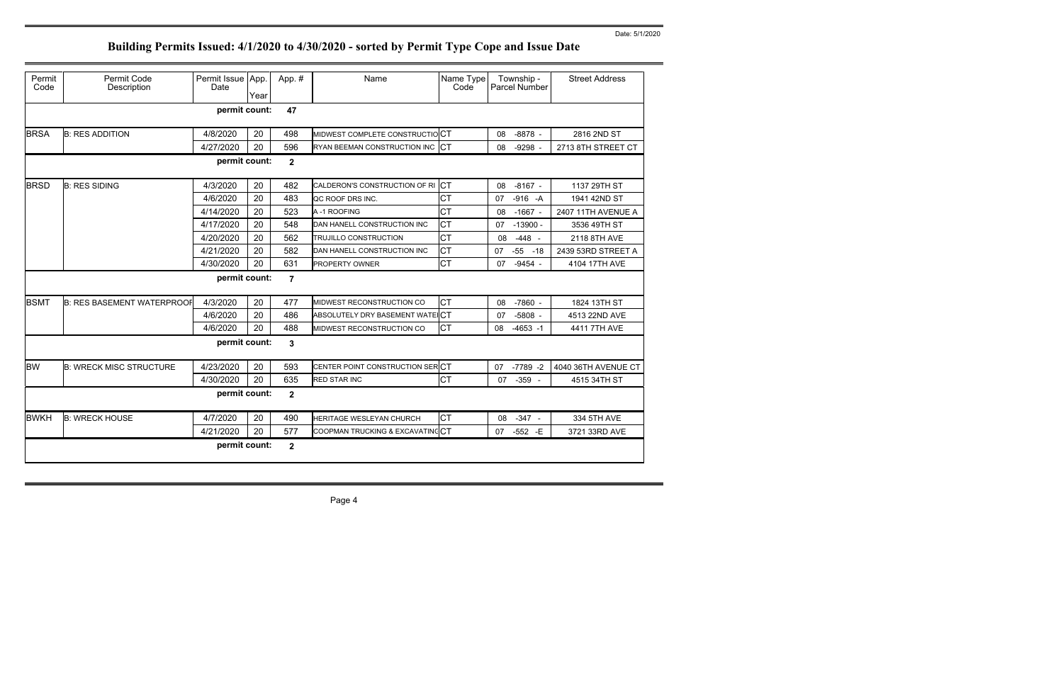Date: 5/1/2020

# Building Permits Issued: 4/1/2020 to 4/30/2020 - sorted by Permit Type Cope and Issue Date

| Permit Code | Permit Code Description | Permit Issue Date | App. Year | App. # | Name | Name Type Code | Township - Parcel Number | Street Address |
|---|---|---|---|---|---|---|---|---|
| | | permit count: | | 47 | | | | |
| BRSA | B: RES ADDITION | 4/8/2020 | 20 | 498 | MIDWEST COMPLETE CONSTRUCTIO | CT | 08 -8878 - | 2816 2ND ST |
| | | 4/27/2020 | 20 | 596 | RYAN BEEMAN CONSTRUCTION INC | CT | 08 -9298 - | 2713 8TH STREET CT |
| | | permit count: | | 2 | | | | |
| BRSD | B: RES SIDING | 4/3/2020 | 20 | 482 | CALDERON'S CONSTRUCTION OF RI | CT | 08 -8167 - | 1137 29TH ST |
| | | 4/6/2020 | 20 | 483 | QC ROOF DRS INC. | CT | 07 -916 -A | 1941 42ND ST |
| | | 4/14/2020 | 20 | 523 | A -1 ROOFING | CT | 08 -1667 - | 2407 11TH AVENUE A |
| | | 4/17/2020 | 20 | 548 | DAN HANELL CONSTRUCTION INC | CT | 07 -13900 - | 3536 49TH ST |
| | | 4/20/2020 | 20 | 562 | TRUJILLO CONSTRUCTION | CT | 08 -448 - | 2118 8TH AVE |
| | | 4/21/2020 | 20 | 582 | DAN HANELL CONSTRUCTION INC | CT | 07 -55 -18 | 2439 53RD STREET A |
| | | 4/30/2020 | 20 | 631 | PROPERTY OWNER | CT | 07 -9454 - | 4104 17TH AVE |
| | | permit count: | | 7 | | | | |
| BSMT | B: RES BASEMENT WATERPROOF | 4/3/2020 | 20 | 477 | MIDWEST RECONSTRUCTION CO | CT | 08 -7860 - | 1824 13TH ST |
| | | 4/6/2020 | 20 | 486 | ABSOLUTELY DRY BASEMENT WATE | CT | 07 -5808 - | 4513 22ND AVE |
| | | 4/6/2020 | 20 | 488 | MIDWEST RECONSTRUCTION CO | CT | 08 -4653 -1 | 4411 7TH AVE |
| | | permit count: | | 3 | | | | |
| BW | B: WRECK MISC STRUCTURE | 4/23/2020 | 20 | 593 | CENTER POINT CONSTRUCTION SER | CT | 07 -7789 -2 | 4040 36TH AVENUE CT |
| | | 4/30/2020 | 20 | 635 | RED STAR INC | CT | 07 -359 - | 4515 34TH ST |
| | | permit count: | | 2 | | | | |
| BWKH | B: WRECK HOUSE | 4/7/2020 | 20 | 490 | HERITAGE WESLEYAN CHURCH | CT | 08 -347 - | 334 5TH AVE |
| | | 4/21/2020 | 20 | 577 | COOPMAN TRUCKING & EXCAVATING | CT | 07 -552 -E | 3721 33RD AVE |
| | | permit count: | | 2 | | | | |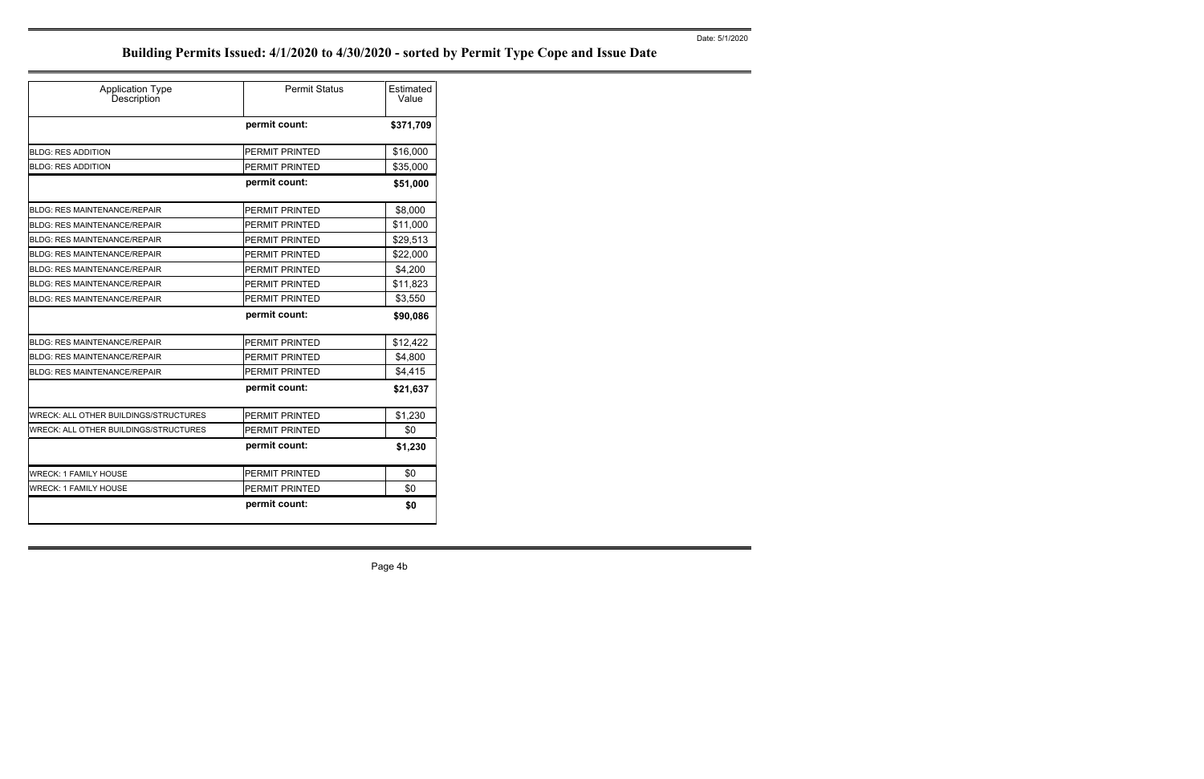Date: 5/1/2020

# Building Permits Issued: 4/1/2020 to 4/30/2020 - sorted by Permit Type Cope and Issue Date

| Application Type Description | Permit Status | Estimated Value |
|---|---|---|
| | **permit count:** | **$371,709** |
| BLDG: RES ADDITION | PERMIT PRINTED | $16,000 |
| BLDG: RES ADDITION | PERMIT PRINTED | $35,000 |
| | **permit count:** | **$51,000** |
| BLDG: RES MAINTENANCE/REPAIR | PERMIT PRINTED | $8,000 |
| BLDG: RES MAINTENANCE/REPAIR | PERMIT PRINTED | $11,000 |
| BLDG: RES MAINTENANCE/REPAIR | PERMIT PRINTED | $29,513 |
| BLDG: RES MAINTENANCE/REPAIR | PERMIT PRINTED | $22,000 |
| BLDG: RES MAINTENANCE/REPAIR | PERMIT PRINTED | $4,200 |
| BLDG: RES MAINTENANCE/REPAIR | PERMIT PRINTED | $11,823 |
| BLDG: RES MAINTENANCE/REPAIR | PERMIT PRINTED | $3,550 |
| | **permit count:** | **$90,086** |
| BLDG: RES MAINTENANCE/REPAIR | PERMIT PRINTED | $12,422 |
| BLDG: RES MAINTENANCE/REPAIR | PERMIT PRINTED | $4,800 |
| BLDG: RES MAINTENANCE/REPAIR | PERMIT PRINTED | $4,415 |
| | **permit count:** | **$21,637** |
| WRECK: ALL OTHER BUILDINGS/STRUCTURES | PERMIT PRINTED | $1,230 |
| WRECK: ALL OTHER BUILDINGS/STRUCTURES | PERMIT PRINTED | $0 |
| | **permit count:** | **$1,230** |
| WRECK: 1 FAMILY HOUSE | PERMIT PRINTED | $0 |
| WRECK: 1 FAMILY HOUSE | PERMIT PRINTED | $0 |
| | **permit count:** | **$0** |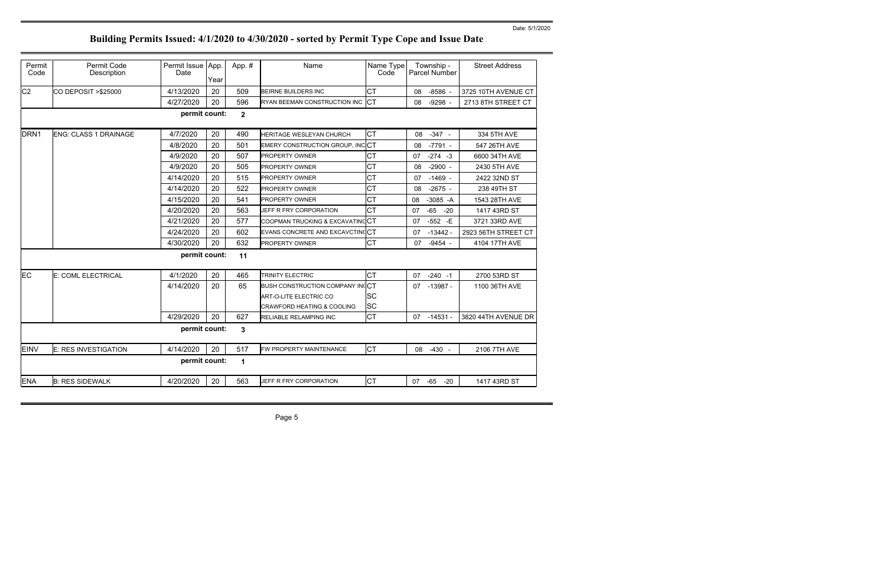Date: 5/1/2020

# Building Permits Issued: 4/1/2020 to 4/30/2020 - sorted by Permit Type Cope and Issue Date

| Permit Code | Permit Code Description | Permit Issue Date | App. Year | App. # | Name | Name Type Code | Township - Parcel Number | Street Address |
|---|---|---|---|---|---|---|---|---|
| C2 | CO DEPOSIT >$25000 | 4/13/2020 | 20 | 509 | BEIRNE BUILDERS INC | CT | 08 -8586 - | 3725 10TH AVENUE CT |
| | | 4/27/2020 | 20 | 596 | RYAN BEEMAN CONSTRUCTION INC | CT | 08 -9298 - | 2713 8TH STREET CT |
| | | permit count: | | 2 | | | | |
| DRN1 | ENG: CLASS 1 DRAINAGE | 4/7/2020 | 20 | 490 | HERITAGE WESLEYAN CHURCH | CT | 08 -347 - | 334 5TH AVE |
| | | 4/8/2020 | 20 | 501 | EMERY CONSTRUCTION GROUP, INC | CT | 08 -7791 - | 547 26TH AVE |
| | | 4/9/2020 | 20 | 507 | PROPERTY OWNER | CT | 07 -274 -3 | 6600 34TH AVE |
| | | 4/9/2020 | 20 | 505 | PROPERTY OWNER | CT | 08 -2900 - | 2430 5TH AVE |
| | | 4/14/2020 | 20 | 515 | PROPERTY OWNER | CT | 07 -1469 - | 2422 32ND ST |
| | | 4/14/2020 | 20 | 522 | PROPERTY OWNER | CT | 08 -2675 - | 238 49TH ST |
| | | 4/15/2020 | 20 | 541 | PROPERTY OWNER | CT | 08 -3085 -A | 1543 28TH AVE |
| | | 4/20/2020 | 20 | 563 | JEFF R FRY CORPORATION | CT | 07 -65 -20 | 1417 43RD ST |
| | | 4/21/2020 | 20 | 577 | COOPMAN TRUCKING & EXCAVATING | CT | 07 -552 -E | 3721 33RD AVE |
| | | 4/24/2020 | 20 | 602 | EVANS CONCRETE AND EXCAVCTING | CT | 07 -13442 - | 2923 56TH STREET CT |
| | | 4/30/2020 | 20 | 632 | PROPERTY OWNER | CT | 07 -9454 - | 4104 17TH AVE |
| | | permit count: | | 11 | | | | |
| EC | E: COML ELECTRICAL | 4/1/2020 | 20 | 465 | TRINITY ELECTRIC | CT | 07 -240 -1 | 2700 53RD ST |
| | | 4/14/2020 | 20 | 65 | BUSH CONSTRUCTION COMPANY INC | CT | 07 -13987 - | 1100 36TH AVE |
| | | | | | ART-O-LITE ELECTRIC CO | SC | | |
| | | | | | CRAWFORD HEATING & COOLING | SC | | |
| | | 4/29/2020 | 20 | 627 | RELIABLE RELAMPING INC | CT | 07 -14531 - | 3820 44TH AVENUE DR |
| | | permit count: | | 3 | | | | |
| EINV | E: RES INVESTIGATION | 4/14/2020 | 20 | 517 | FW PROPERTY MAINTENANCE | CT | 08 -430 - | 2106 7TH AVE |
| | | permit count: | | 1 | | | | |
| ENA | B: RES SIDEWALK | 4/20/2020 | 20 | 563 | JEFF R FRY CORPORATION | CT | 07 -65 -20 | 1417 43RD ST |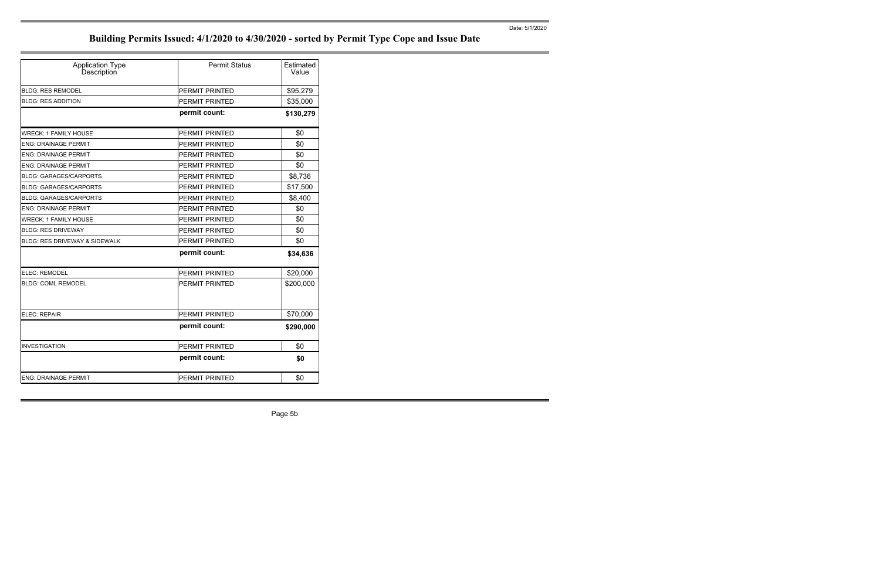# Building Permits Issued: 4/1/2020 to 4/30/2020 - sorted by Permit Type Cope and Issue Date

Date: 5/1/2020

| Application Type Description | Permit Status | Estimated Value |
|---|---|---|
| BLDG: RES REMODEL | PERMIT PRINTED | $95,279 |
| BLDG: RES ADDITION | PERMIT PRINTED | $35,000 |
| | **permit count:** | **$130,279** |
| WRECK: 1 FAMILY HOUSE | PERMIT PRINTED | $0 |
| ENG: DRAINAGE PERMIT | PERMIT PRINTED | $0 |
| ENG: DRAINAGE PERMIT | PERMIT PRINTED | $0 |
| ENG: DRAINAGE PERMIT | PERMIT PRINTED | $0 |
| BLDG: GARAGES/CARPORTS | PERMIT PRINTED | $8,736 |
| BLDG: GARAGES/CARPORTS | PERMIT PRINTED | $17,500 |
| BLDG: GARAGES/CARPORTS | PERMIT PRINTED | $8,400 |
| ENG: DRAINAGE PERMIT | PERMIT PRINTED | $0 |
| WRECK: 1 FAMILY HOUSE | PERMIT PRINTED | $0 |
| BLDG: RES DRIVEWAY | PERMIT PRINTED | $0 |
| BLDG: RES DRIVEWAY & SIDEWALK | PERMIT PRINTED | $0 |
| | **permit count:** | **$34,636** |
| ELEC: REMODEL | PERMIT PRINTED | $20,000 |
| BLDG: COML REMODEL | PERMIT PRINTED | $200,000 |
| ELEC: REPAIR | PERMIT PRINTED | $70,000 |
| | **permit count:** | **$290,000** |
| INVESTIGATION | PERMIT PRINTED | $0 |
| | **permit count:** | **$0** |
| ENG: DRAINAGE PERMIT | PERMIT PRINTED | $0 |

Page 5b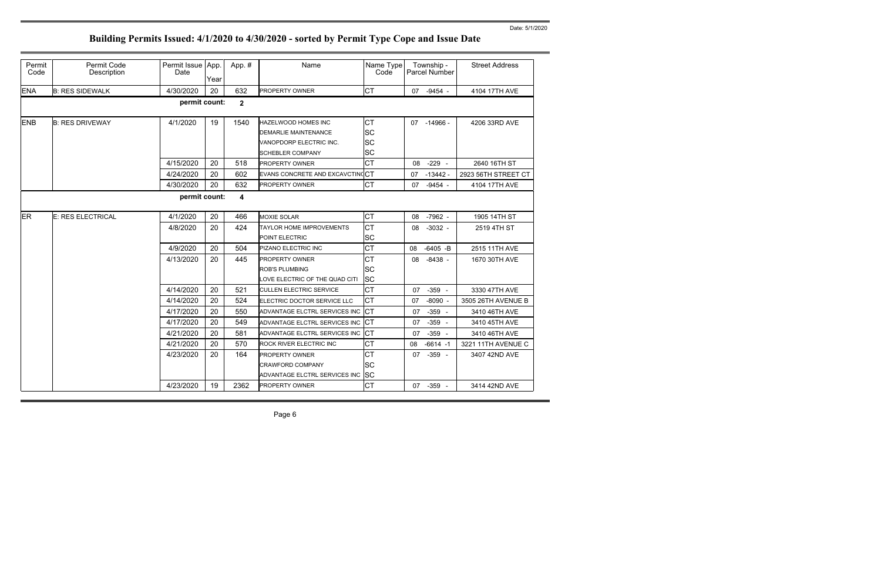Date: 5/1/2020

# Building Permits Issued: 4/1/2020 to 4/30/2020 - sorted by Permit Type Cope and Issue Date

| Permit Code | Permit Code Description | Permit Issue Date | App. Year | App. # | Name | Name Type Code | Township - Parcel Number | Street Address |
|---|---|---|---|---|---|---|---|---|
| ENA | B: RES SIDEWALK | 4/30/2020 | 20 | 632 | PROPERTY OWNER | CT | 07 -9454 - | 4104 17TH AVE |
| | | permit count: | | 2 | | | | |
| ENB | B: RES DRIVEWAY | 4/1/2020 | 19 | 1540 | HAZELWOOD HOMES INC | CT | 07 -14966 - | 4206 33RD AVE |
| | | | | | DEMARLIE MAINTENANCE | SC | | |
| | | | | | VANOPDORP ELECTRIC INC. | SC | | |
| | | | | | SCHEBLER COMPANY | SC | | |
| | | 4/15/2020 | 20 | 518 | PROPERTY OWNER | CT | 08 -229 - | 2640 16TH ST |
| | | 4/24/2020 | 20 | 602 | EVANS CONCRETE AND EXCAVCTING | CT | 07 -13442 - | 2923 56TH STREET CT |
| | | 4/30/2020 | 20 | 632 | PROPERTY OWNER | CT | 07 -9454 - | 4104 17TH AVE |
| | | permit count: | | 4 | | | | |
| ER | E: RES ELECTRICAL | 4/1/2020 | 20 | 466 | MOXIE SOLAR | CT | 08 -7962 - | 1905 14TH ST |
| | | 4/8/2020 | 20 | 424 | TAYLOR HOME IMPROVEMENTS | CT | 08 -3032 - | 2519 4TH ST |
| | | | | | POINT ELECTRIC | SC | | |
| | | 4/9/2020 | 20 | 504 | PIZANO ELECTRIC INC | CT | 08 -6405 -B | 2515 11TH AVE |
| | | 4/13/2020 | 20 | 445 | PROPERTY OWNER | CT | 08 -8438 - | 1670 30TH AVE |
| | | | | | ROB'S PLUMBING | SC | | |
| | | | | | LOVE ELECTRIC OF THE QUAD CITI | SC | | |
| | | 4/14/2020 | 20 | 521 | CULLEN ELECTRIC SERVICE | CT | 07 -359 - | 3330 47TH AVE |
| | | 4/14/2020 | 20 | 524 | ELECTRIC DOCTOR SERVICE LLC | CT | 07 -8090 - | 3505 26TH AVENUE B |
| | | 4/17/2020 | 20 | 550 | ADVANTAGE ELCTRL SERVICES INC | CT | 07 -359 - | 3410 46TH AVE |
| | | 4/17/2020 | 20 | 549 | ADVANTAGE ELCTRL SERVICES INC | CT | 07 -359 - | 3410 45TH AVE |
| | | 4/21/2020 | 20 | 581 | ADVANTAGE ELCTRL SERVICES INC | CT | 07 -359 - | 3410 46TH AVE |
| | | 4/21/2020 | 20 | 570 | ROCK RIVER ELECTRIC INC | CT | 08 -6614 -1 | 3221 11TH AVENUE C |
| | | 4/23/2020 | 20 | 164 | PROPERTY OWNER | CT | 07 -359 - | 3407 42ND AVE |
| | | | | | CRAWFORD COMPANY | SC | | |
| | | | | | ADVANTAGE ELCTRL SERVICES INC | SC | | |
| | | 4/23/2020 | 19 | 2362 | PROPERTY OWNER | CT | 07 -359 - | 3414 42ND AVE |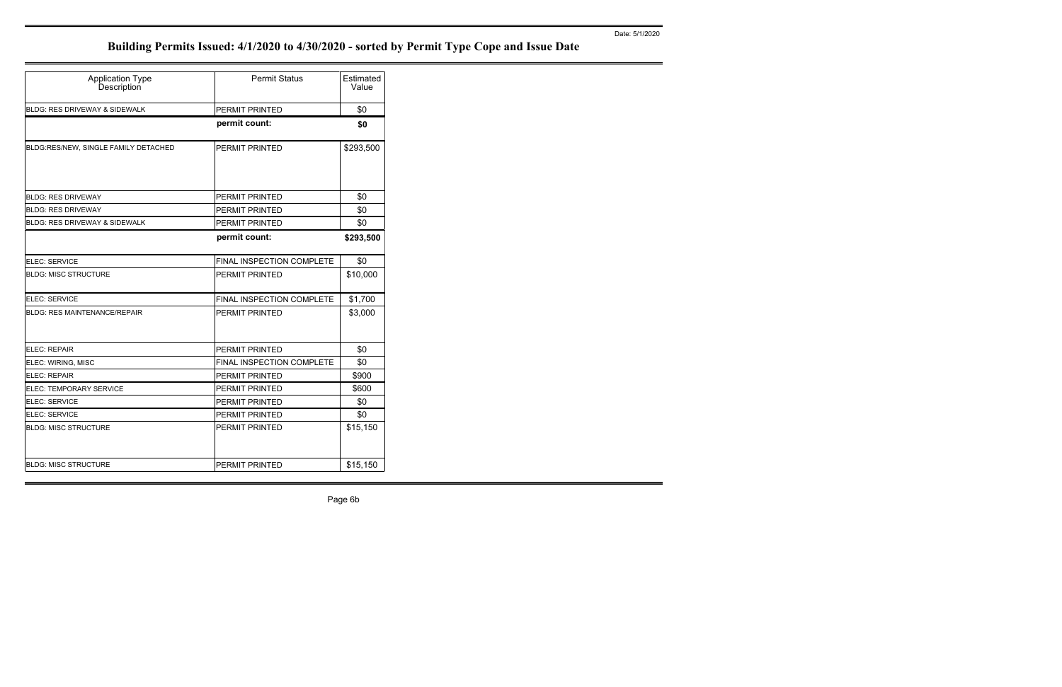# Building Permits Issued: 4/1/2020 to 4/30/2020 - sorted by Permit Type Cope and Issue Date

| Application Type Description | Permit Status | Estimated Value |
|---|---|---|
| BLDG: RES DRIVEWAY & SIDEWALK | PERMIT PRINTED | $0 |
| | **permit count:** | **$0** |
| BLDG:RES/NEW, SINGLE FAMILY DETACHED | PERMIT PRINTED | $293,500 |
| BLDG: RES DRIVEWAY | PERMIT PRINTED | $0 |
| BLDG: RES DRIVEWAY | PERMIT PRINTED | $0 |
| BLDG: RES DRIVEWAY & SIDEWALK | PERMIT PRINTED | $0 |
| | **permit count:** | **$293,500** |
| ELEC: SERVICE | FINAL INSPECTION COMPLETE | $0 |
| BLDG: MISC STRUCTURE | PERMIT PRINTED | $10,000 |
| ELEC: SERVICE | FINAL INSPECTION COMPLETE | $1,700 |
| BLDG: RES MAINTENANCE/REPAIR | PERMIT PRINTED | $3,000 |
| ELEC: REPAIR | PERMIT PRINTED | $0 |
| ELEC: WIRING, MISC | FINAL INSPECTION COMPLETE | $0 |
| ELEC: REPAIR | PERMIT PRINTED | $900 |
| ELEC: TEMPORARY SERVICE | PERMIT PRINTED | $600 |
| ELEC: SERVICE | PERMIT PRINTED | $0 |
| ELEC: SERVICE | PERMIT PRINTED | $0 |
| BLDG: MISC STRUCTURE | PERMIT PRINTED | $15,150 |
| BLDG: MISC STRUCTURE | PERMIT PRINTED | $15,150 |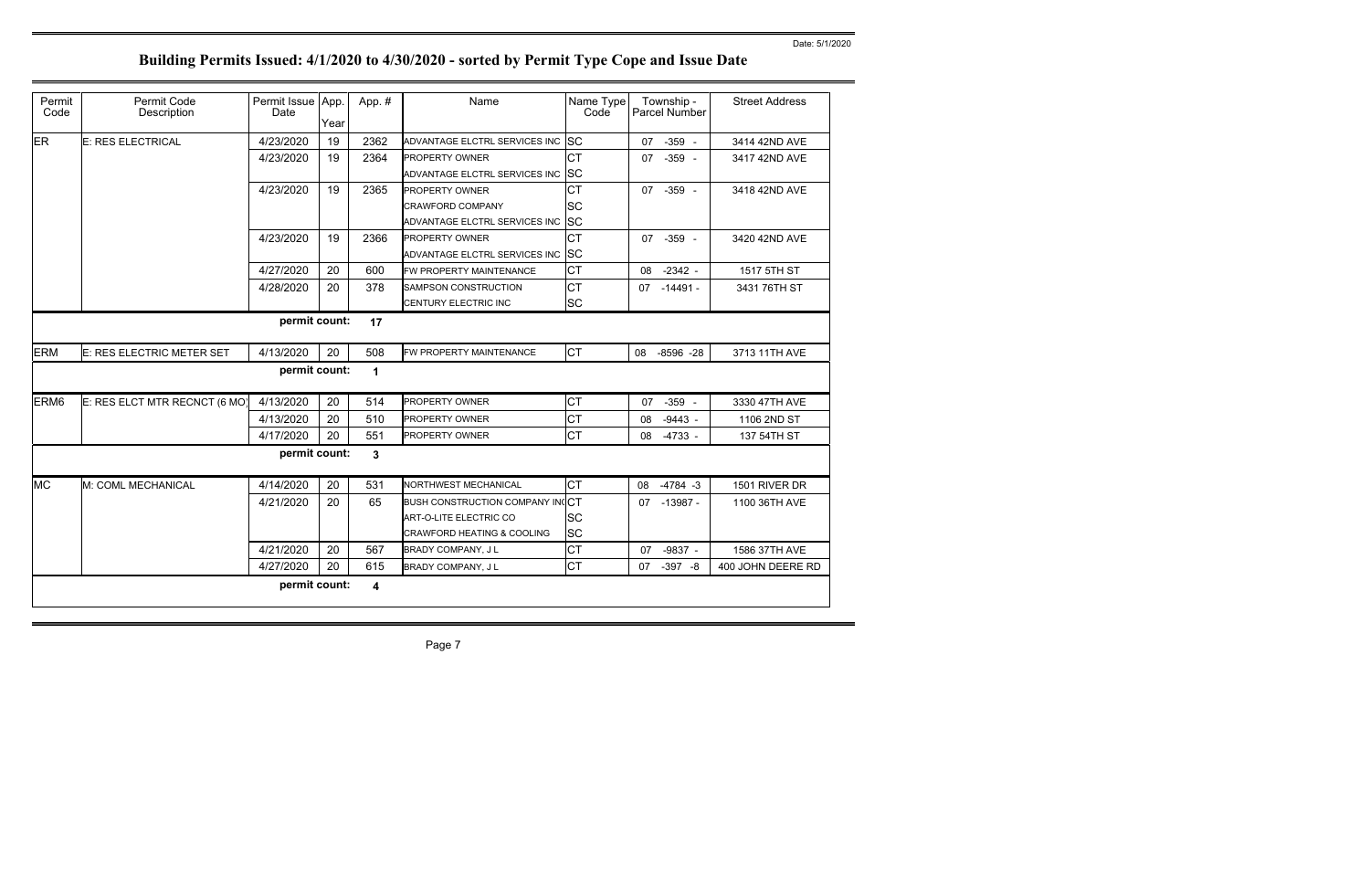# Building Permits Issued: 4/1/2020 to 4/30/2020 - sorted by Permit Type Cope and Issue Date

Date: 5/1/2020

| Permit Code | Permit Code Description | Permit Issue Date | App. Year | App. # | Name | Name Type Code | Township - Parcel Number | Street Address |
|---|---|---|---|---|---|---|---|---|
| ER | E: RES ELECTRICAL | 4/23/2020 | 19 | 2362 | ADVANTAGE ELCTRL SERVICES INC | SC | 07 -359 - | 3414 42ND AVE |
| | | 4/23/2020 | 19 | 2364 | PROPERTY OWNER | CT | 07 -359 - | 3417 42ND AVE |
| | | | | | ADVANTAGE ELCTRL SERVICES INC | SC | | |
| | | 4/23/2020 | 19 | 2365 | PROPERTY OWNER | CT | 07 -359 - | 3418 42ND AVE |
| | | | | | CRAWFORD COMPANY | SC | | |
| | | | | | ADVANTAGE ELCTRL SERVICES INC | SC | | |
| | | 4/23/2020 | 19 | 2366 | PROPERTY OWNER | CT | 07 -359 - | 3420 42ND AVE |
| | | | | | ADVANTAGE ELCTRL SERVICES INC | SC | | |
| | | 4/27/2020 | 20 | 600 | FW PROPERTY MAINTENANCE | CT | 08 -2342 - | 1517 5TH ST |
| | | 4/28/2020 | 20 | 378 | SAMPSON CONSTRUCTION | CT | 07 -14491 - | 3431 76TH ST |
| | | | | | CENTURY ELECTRIC INC | SC | | |
| | | permit count: | | 17 | | | | |
| ERM | E: RES ELECTRIC METER SET | 4/13/2020 | 20 | 508 | FW PROPERTY MAINTENANCE | CT | 08 -8596 -28 | 3713 11TH AVE |
| | | permit count: | | 1 | | | | |
| ERM6 | E: RES ELCT MTR RECNCT (6 MO) | 4/13/2020 | 20 | 514 | PROPERTY OWNER | CT | 07 -359 - | 3330 47TH AVE |
| | | 4/13/2020 | 20 | 510 | PROPERTY OWNER | CT | 08 -9443 - | 1106 2ND ST |
| | | 4/17/2020 | 20 | 551 | PROPERTY OWNER | CT | 08 -4733 - | 137 54TH ST |
| | | permit count: | | 3 | | | | |
| MC | M: COML MECHANICAL | 4/14/2020 | 20 | 531 | NORTHWEST MECHANICAL | CT | 08 -4784 -3 | 1501 RIVER DR |
| | | 4/21/2020 | 20 | 65 | BUSH CONSTRUCTION COMPANY INC | CT | 07 -13987 - | 1100 36TH AVE |
| | | | | | ART-O-LITE ELECTRIC CO | SC | | |
| | | | | | CRAWFORD HEATING & COOLING | SC | | |
| | | 4/21/2020 | 20 | 567 | BRADY COMPANY, J L | CT | 07 -9837 - | 1586 37TH AVE |
| | | 4/27/2020 | 20 | 615 | BRADY COMPANY, J L | CT | 07 -397 -8 | 400 JOHN DEERE RD |
| | | permit count: | | 4 | | | | |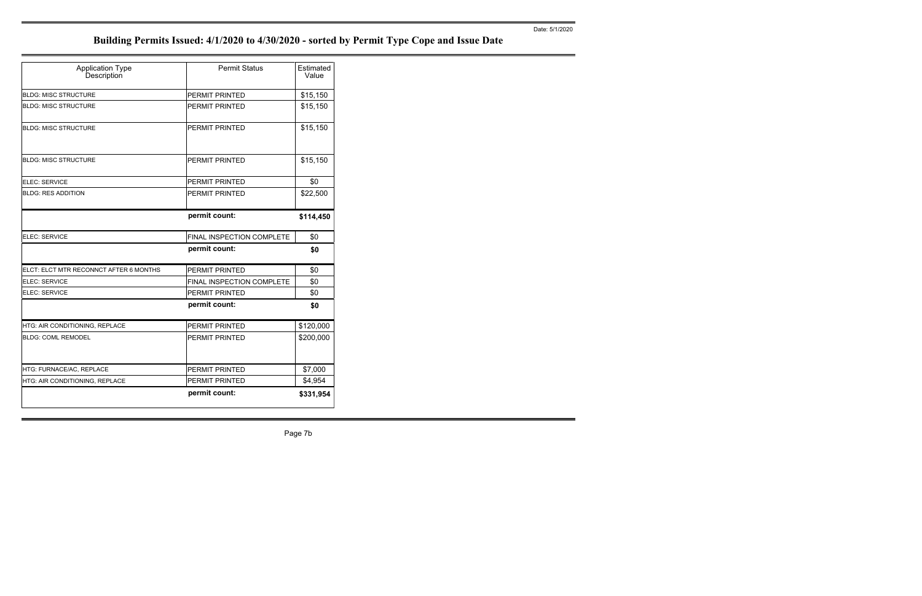# Building Permits Issued: 4/1/2020 to 4/30/2020 - sorted by Permit Type Cope and Issue Date

| Application Type Description | Permit Status | Estimated Value |
|---|---|---|
| BLDG: MISC STRUCTURE | PERMIT PRINTED | $15,150 |
| BLDG: MISC STRUCTURE | PERMIT PRINTED | $15,150 |
| BLDG: MISC STRUCTURE | PERMIT PRINTED | $15,150 |
| BLDG: MISC STRUCTURE | PERMIT PRINTED | $15,150 |
| ELEC: SERVICE | PERMIT PRINTED | $0 |
| BLDG: RES ADDITION | PERMIT PRINTED | $22,500 |
| | **permit count:** | **$114,450** |
| ELEC: SERVICE | FINAL INSPECTION COMPLETE | $0 |
| | **permit count:** | **$0** |
| ELCT: ELCT MTR RECONNCT AFTER 6 MONTHS | PERMIT PRINTED | $0 |
| ELEC: SERVICE | FINAL INSPECTION COMPLETE | $0 |
| ELEC: SERVICE | PERMIT PRINTED | $0 |
| | **permit count:** | **$0** |
| HTG: AIR CONDITIONING, REPLACE | PERMIT PRINTED | $120,000 |
| BLDG: COML REMODEL | PERMIT PRINTED | $200,000 |
| HTG: FURNACE/AC, REPLACE | PERMIT PRINTED | $7,000 |
| HTG: AIR CONDITIONING, REPLACE | PERMIT PRINTED | $4,954 |
| | **permit count:** | **$331,954** |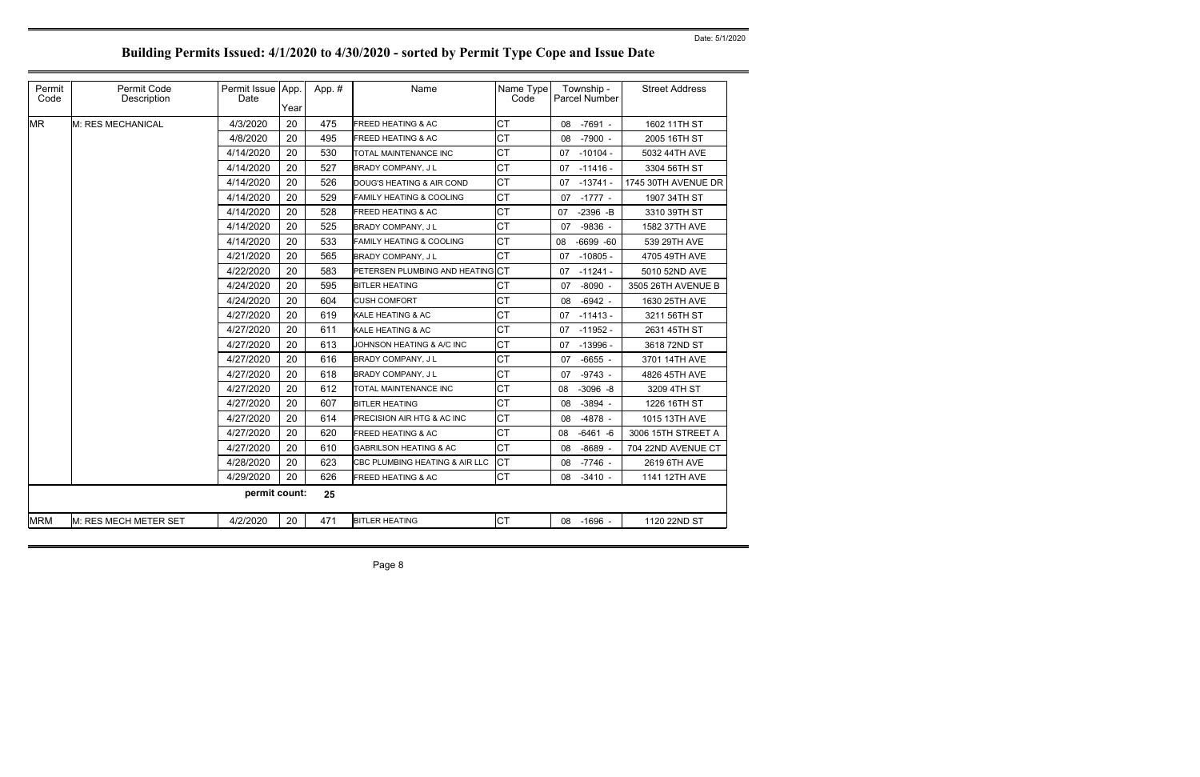# Building Permits Issued: 4/1/2020 to 4/30/2020 - sorted by Permit Type Cope and Issue Date

Date: 5/1/2020

| Permit Code | Permit Code Description | Permit Issue Date | App. Year | App. # | Name | Name Type Code | Township - Parcel Number | Street Address |
|---|---|---|---|---|---|---|---|---|
| MR | M: RES MECHANICAL | 4/3/2020 | 20 | 475 | FREED HEATING & AC | CT | 08 -7691 - | 1602 11TH ST |
| | | 4/8/2020 | 20 | 495 | FREED HEATING & AC | CT | 08 -7900 - | 2005 16TH ST |
| | | 4/14/2020 | 20 | 530 | TOTAL MAINTENANCE INC | CT | 07 -10104 - | 5032 44TH AVE |
| | | 4/14/2020 | 20 | 527 | BRADY COMPANY, J L | CT | 07 -11416 - | 3304 56TH ST |
| | | 4/14/2020 | 20 | 526 | DOUG'S HEATING & AIR COND | CT | 07 -13741 - | 1745 30TH AVENUE DR |
| | | 4/14/2020 | 20 | 529 | FAMILY HEATING & COOLING | CT | 07 -1777 - | 1907 34TH ST |
| | | 4/14/2020 | 20 | 528 | FREED HEATING & AC | CT | 07 -2396 -B | 3310 39TH ST |
| | | 4/14/2020 | 20 | 525 | BRADY COMPANY, J L | CT | 07 -9836 - | 1582 37TH AVE |
| | | 4/14/2020 | 20 | 533 | FAMILY HEATING & COOLING | CT | 08 -6699 -60 | 539 29TH AVE |
| | | 4/21/2020 | 20 | 565 | BRADY COMPANY, J L | CT | 07 -10805 - | 4705 49TH AVE |
| | | 4/22/2020 | 20 | 583 | PETERSEN PLUMBING AND HEATING | CT | 07 -11241 - | 5010 52ND AVE |
| | | 4/24/2020 | 20 | 595 | BITLER HEATING | CT | 07 -8090 - | 3505 26TH AVENUE B |
| | | 4/24/2020 | 20 | 604 | CUSH COMFORT | CT | 08 -6942 - | 1630 25TH AVE |
| | | 4/27/2020 | 20 | 619 | KALE HEATING & AC | CT | 07 -11413 - | 3211 56TH ST |
| | | 4/27/2020 | 20 | 611 | KALE HEATING & AC | CT | 07 -11952 - | 2631 45TH ST |
| | | 4/27/2020 | 20 | 613 | JOHNSON HEATING & A/C INC | CT | 07 -13996 - | 3618 72ND ST |
| | | 4/27/2020 | 20 | 616 | BRADY COMPANY, J L | CT | 07 -6655 - | 3701 14TH AVE |
| | | 4/27/2020 | 20 | 618 | BRADY COMPANY, J L | CT | 07 -9743 - | 4826 45TH AVE |
| | | 4/27/2020 | 20 | 612 | TOTAL MAINTENANCE INC | CT | 08 -3096 -8 | 3209 4TH ST |
| | | 4/27/2020 | 20 | 607 | BITLER HEATING | CT | 08 -3894 - | 1226 16TH ST |
| | | 4/27/2020 | 20 | 614 | PRECISION AIR HTG & AC INC | CT | 08 -4878 - | 1015 13TH AVE |
| | | 4/27/2020 | 20 | 620 | FREED HEATING & AC | CT | 08 -6461 -6 | 3006 15TH STREET A |
| | | 4/27/2020 | 20 | 610 | GABRILSON HEATING & AC | CT | 08 -8689 - | 704 22ND AVENUE CT |
| | | 4/28/2020 | 20 | 623 | CBC PLUMBING HEATING & AIR LLC | CT | 08 -7746 - | 2619 6TH AVE |
| | | 4/29/2020 | 20 | 626 | FREED HEATING & AC | CT | 08 -3410 - | 1141 12TH AVE |
| | | permit count: | | 25 | | | | |
| MRM | M: RES MECH METER SET | 4/2/2020 | 20 | 471 | BITLER HEATING | CT | 08 -1696 - | 1120 22ND ST |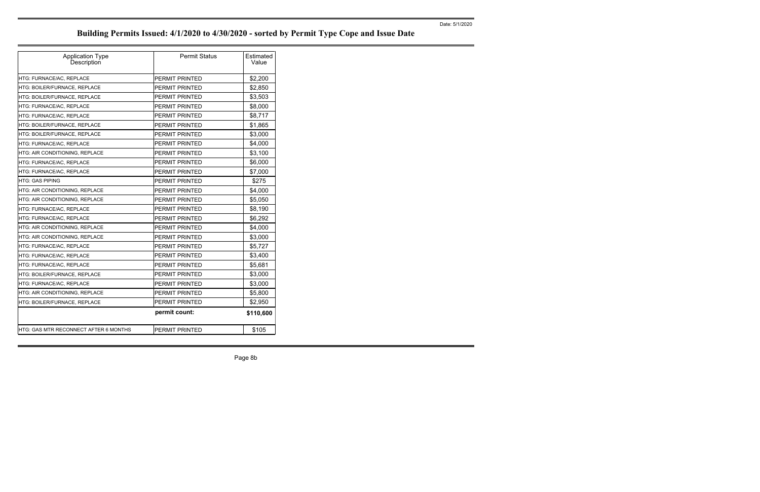# Building Permits Issued: 4/1/2020 to 4/30/2020 - sorted by Permit Type Cope and Issue Date

| Application Type Description | Permit Status | Estimated Value |
|---|---|---|
| HTG: FURNACE/AC, REPLACE | PERMIT PRINTED | $2,200 |
| HTG: BOILER/FURNACE, REPLACE | PERMIT PRINTED | $2,850 |
| HTG: BOILER/FURNACE, REPLACE | PERMIT PRINTED | $3,503 |
| HTG: FURNACE/AC, REPLACE | PERMIT PRINTED | $8,000 |
| HTG: FURNACE/AC, REPLACE | PERMIT PRINTED | $8,717 |
| HTG: BOILER/FURNACE, REPLACE | PERMIT PRINTED | $1,865 |
| HTG: BOILER/FURNACE, REPLACE | PERMIT PRINTED | $3,000 |
| HTG: FURNACE/AC, REPLACE | PERMIT PRINTED | $4,000 |
| HTG: AIR CONDITIONING, REPLACE | PERMIT PRINTED | $3,100 |
| HTG: FURNACE/AC, REPLACE | PERMIT PRINTED | $6,000 |
| HTG: FURNACE/AC, REPLACE | PERMIT PRINTED | $7,000 |
| HTG: GAS PIPING | PERMIT PRINTED | $275 |
| HTG: AIR CONDITIONING, REPLACE | PERMIT PRINTED | $4,000 |
| HTG: AIR CONDITIONING, REPLACE | PERMIT PRINTED | $5,050 |
| HTG: FURNACE/AC, REPLACE | PERMIT PRINTED | $8,190 |
| HTG: FURNACE/AC, REPLACE | PERMIT PRINTED | $6,292 |
| HTG: AIR CONDITIONING, REPLACE | PERMIT PRINTED | $4,000 |
| HTG: AIR CONDITIONING, REPLACE | PERMIT PRINTED | $3,000 |
| HTG: FURNACE/AC, REPLACE | PERMIT PRINTED | $5,727 |
| HTG: FURNACE/AC, REPLACE | PERMIT PRINTED | $3,400 |
| HTG: FURNACE/AC, REPLACE | PERMIT PRINTED | $5,681 |
| HTG: BOILER/FURNACE, REPLACE | PERMIT PRINTED | $3,000 |
| HTG: FURNACE/AC, REPLACE | PERMIT PRINTED | $3,000 |
| HTG: AIR CONDITIONING, REPLACE | PERMIT PRINTED | $5,800 |
| HTG: BOILER/FURNACE, REPLACE | PERMIT PRINTED | $2,950 |
| | **permit count:** | **$110,600** |
| HTG: GAS MTR RECONNECT AFTER 6 MONTHS | PERMIT PRINTED | $105 |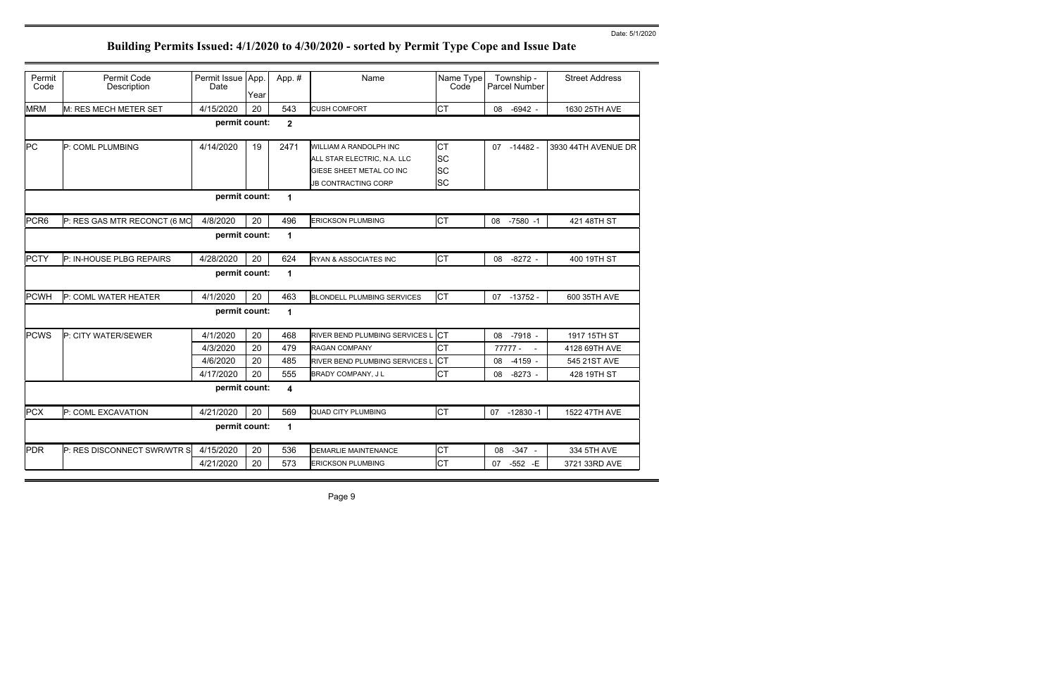Date: 5/1/2020

# Building Permits Issued: 4/1/2020 to 4/30/2020 - sorted by Permit Type Cope and Issue Date

| Permit Code | Permit Code Description | Permit Issue Date | App. Year | App. # | Name | Name Type Code | Township - Parcel Number | Street Address |
|---|---|---|---|---|---|---|---|---|
| MRM | M: RES MECH METER SET | 4/15/2020 | 20 | 543 | CUSH COMFORT | CT | 08 -6942 - | 1630 25TH AVE |
| | | permit count: | | 2 | | | | |
| PC | P: COML PLUMBING | 4/14/2020 | 19 | 2471 | WILLIAM A RANDOLPH INC | CT | 07 -14482 - | 3930 44TH AVENUE DR |
| | | | | | ALL STAR ELECTRIC, N.A. LLC | SC | | |
| | | | | | GIESE SHEET METAL CO INC | SC | | |
| | | | | | JB CONTRACTING CORP | SC | | |
| | | permit count: | | 1 | | | | |
| PCR6 | P: RES GAS MTR RECONCT (6 MO | 4/8/2020 | 20 | 496 | ERICKSON PLUMBING | CT | 08 -7580 -1 | 421 48TH ST |
| | | permit count: | | 1 | | | | |
| PCTY | P: IN-HOUSE PLBG REPAIRS | 4/28/2020 | 20 | 624 | RYAN & ASSOCIATES INC | CT | 08 -8272 - | 400 19TH ST |
| | | permit count: | | 1 | | | | |
| PCWH | P: COML WATER HEATER | 4/1/2020 | 20 | 463 | BLONDELL PLUMBING SERVICES | CT | 07 -13752 - | 600 35TH AVE |
| | | permit count: | | 1 | | | | |
| PCWS | P: CITY WATER/SEWER | 4/1/2020 | 20 | 468 | RIVER BEND PLUMBING SERVICES L | CT | 08 -7918 - | 1917 15TH ST |
| | | 4/3/2020 | 20 | 479 | RAGAN COMPANY | CT | 77777 - - | 4128 69TH AVE |
| | | 4/6/2020 | 20 | 485 | RIVER BEND PLUMBING SERVICES L | CT | 08 -4159 - | 545 21ST AVE |
| | | 4/17/2020 | 20 | 555 | BRADY COMPANY, J L | CT | 08 -8273 - | 428 19TH ST |
| | | permit count: | | 4 | | | | |
| PCX | P: COML EXCAVATION | 4/21/2020 | 20 | 569 | QUAD CITY PLUMBING | CT | 07 -12830 -1 | 1522 47TH AVE |
| | | permit count: | | 1 | | | | |
| PDR | P: RES DISCONNECT SWR/WTR S | 4/15/2020 | 20 | 536 | DEMARLIE MAINTENANCE | CT | 08 -347 - | 334 5TH AVE |
| | | 4/21/2020 | 20 | 573 | ERICKSON PLUMBING | CT | 07 -552 -E | 3721 33RD AVE |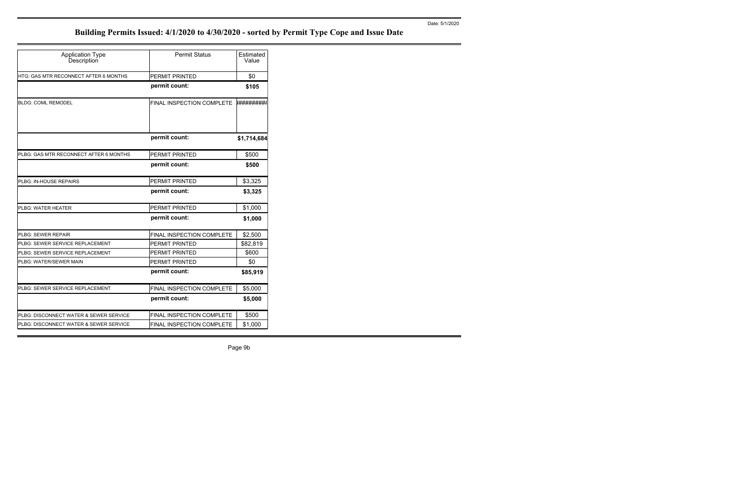Date: 5/1/2020

# Building Permits Issued: 4/1/2020 to 4/30/2020 - sorted by Permit Type Cope and Issue Date

| Application Type Description | Permit Status | Estimated Value |
|---|---|---|
| HTG: GAS MTR RECONNECT AFTER 6 MONTHS | PERMIT PRINTED | $0 |
| | **permit count:** | **$105** |
| BLDG: COML REMODEL | FINAL INSPECTION COMPLETE | ########## |
| | **permit count:** | **$1,714,684** |
| PLBG: GAS MTR RECONNECT AFTER 6 MONTHS | PERMIT PRINTED | $500 |
| | **permit count:** | **$500** |
| PLBG: IN-HOUSE REPAIRS | PERMIT PRINTED | $3,325 |
| | **permit count:** | **$3,325** |
| PLBG: WATER HEATER | PERMIT PRINTED | $1,000 |
| | **permit count:** | **$1,000** |
| PLBG: SEWER REPAIR | FINAL INSPECTION COMPLETE | $2,500 |
| PLBG: SEWER SERVICE REPLACEMENT | PERMIT PRINTED | $82,819 |
| PLBG: SEWER SERVICE REPLACEMENT | PERMIT PRINTED | $600 |
| PLBG: WATER/SEWER MAIN | PERMIT PRINTED | $0 |
| | **permit count:** | **$85,919** |
| PLBG: SEWER SERVICE REPLACEMENT | FINAL INSPECTION COMPLETE | $5,000 |
| | **permit count:** | **$5,000** |
| PLBG: DISCONNECT WATER & SEWER SERVICE | FINAL INSPECTION COMPLETE | $500 |
| PLBG: DISCONNECT WATER & SEWER SERVICE | FINAL INSPECTION COMPLETE | $1,000 |

Page 9b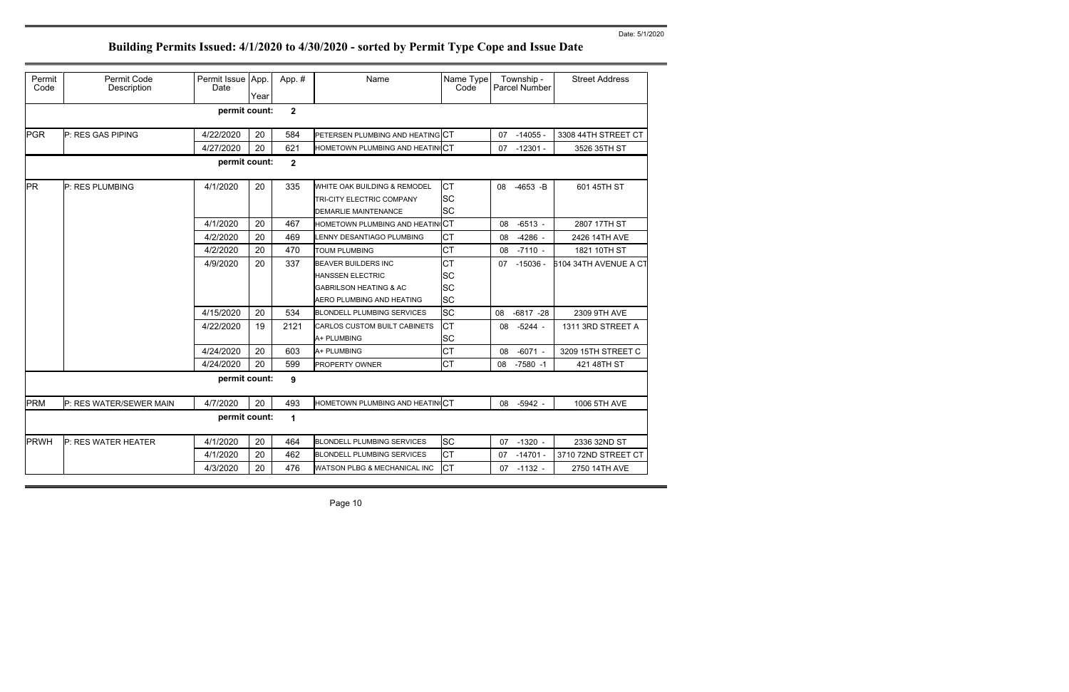# Building Permits Issued: 4/1/2020 to 4/30/2020 - sorted by Permit Type Cope and Issue Date

| Permit Code | Permit Code Description | Permit Issue Date | App. Year | App. # | Name | Name Type Code | Township - Parcel Number | Street Address |
|---|---|---|---|---|---|---|---|---|
| | | permit count: | | 2 | | | | |
| PGR | P: RES GAS PIPING | 4/22/2020 | 20 | 584 | PETERSEN PLUMBING AND HEATING | CT | 07 -14055 - | 3308 44TH STREET CT |
| | | 4/27/2020 | 20 | 621 | HOMETOWN PLUMBING AND HEATIN | CT | 07 -12301 - | 3526 35TH ST |
| | | permit count: | | 2 | | | | |
| PR | P: RES PLUMBING | 4/1/2020 | 20 | 335 | WHITE OAK BUILDING & REMODEL | CT | 08 -4653 -B | 601 45TH ST |
| | | | | | TRI-CITY ELECTRIC COMPANY | SC | | |
| | | | | | DEMARLIE MAINTENANCE | SC | | |
| | | 4/1/2020 | 20 | 467 | HOMETOWN PLUMBING AND HEATIN | CT | 08 -6513 - | 2807 17TH ST |
| | | 4/2/2020 | 20 | 469 | LENNY DESANTIAGO PLUMBING | CT | 08 -4286 - | 2426 14TH AVE |
| | | 4/2/2020 | 20 | 470 | TOUM PLUMBING | CT | 08 -7110 - | 1821 10TH ST |
| | | 4/9/2020 | 20 | 337 | BEAVER BUILDERS INC | CT | 07 -15036 - | 5104 34TH AVENUE A CT |
| | | | | | HANSSEN ELECTRIC | SC | | |
| | | | | | GABRILSON HEATING & AC | SC | | |
| | | | | | AERO PLUMBING AND HEATING | SC | | |
| | | 4/15/2020 | 20 | 534 | BLONDELL PLUMBING SERVICES | SC | 08 -6817 -28 | 2309 9TH AVE |
| | | 4/22/2020 | 19 | 2121 | CARLOS CUSTOM BUILT CABINETS | CT | 08 -5244 - | 1311 3RD STREET A |
| | | | | | A+ PLUMBING | SC | | |
| | | 4/24/2020 | 20 | 603 | A+ PLUMBING | CT | 08 -6071 - | 3209 15TH STREET C |
| | | 4/24/2020 | 20 | 599 | PROPERTY OWNER | CT | 08 -7580 -1 | 421 48TH ST |
| | | permit count: | | 9 | | | | |
| PRM | P: RES WATER/SEWER MAIN | 4/7/2020 | 20 | 493 | HOMETOWN PLUMBING AND HEATIN | CT | 08 -5942 - | 1006 5TH AVE |
| | | permit count: | | 1 | | | | |
| PRWH | P: RES WATER HEATER | 4/1/2020 | 20 | 464 | BLONDELL PLUMBING SERVICES | SC | 07 -1320 - | 2336 32ND ST |
| | | 4/1/2020 | 20 | 462 | BLONDELL PLUMBING SERVICES | CT | 07 -14701 - | 3710 72ND STREET CT |
| | | 4/3/2020 | 20 | 476 | WATSON PLBG & MECHANICAL INC | CT | 07 -1132 - | 2750 14TH AVE |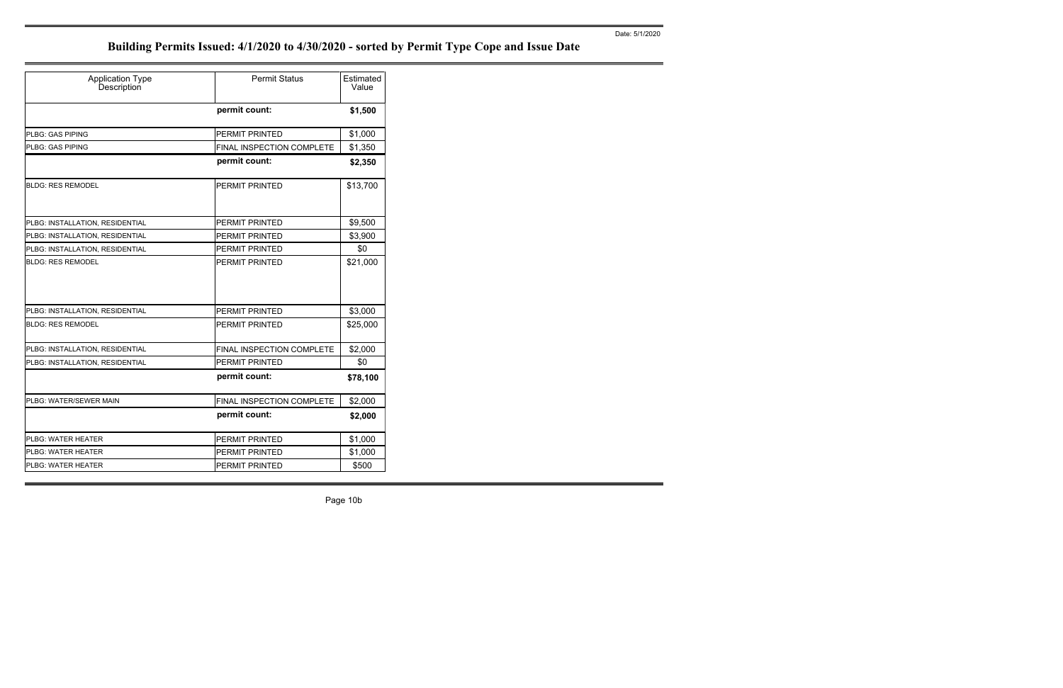# Building Permits Issued: 4/1/2020 to 4/30/2020 - sorted by Permit Type Cope and Issue Date

| Application Type Description | Permit Status | Estimated Value |
|---|---|---|
| | **permit count:** | **$1,500** |
| PLBG: GAS PIPING | PERMIT PRINTED | $1,000 |
| PLBG: GAS PIPING | FINAL INSPECTION COMPLETE | $1,350 |
| | **permit count:** | **$2,350** |
| BLDG: RES REMODEL | PERMIT PRINTED | $13,700 |
| PLBG: INSTALLATION, RESIDENTIAL | PERMIT PRINTED | $9,500 |
| PLBG: INSTALLATION, RESIDENTIAL | PERMIT PRINTED | $3,900 |
| PLBG: INSTALLATION, RESIDENTIAL | PERMIT PRINTED | $0 |
| BLDG: RES REMODEL | PERMIT PRINTED | $21,000 |
| PLBG: INSTALLATION, RESIDENTIAL | PERMIT PRINTED | $3,000 |
| BLDG: RES REMODEL | PERMIT PRINTED | $25,000 |
| PLBG: INSTALLATION, RESIDENTIAL | FINAL INSPECTION COMPLETE | $2,000 |
| PLBG: INSTALLATION, RESIDENTIAL | PERMIT PRINTED | $0 |
| | **permit count:** | **$78,100** |
| PLBG: WATER/SEWER MAIN | FINAL INSPECTION COMPLETE | $2,000 |
| | **permit count:** | **$2,000** |
| PLBG: WATER HEATER | PERMIT PRINTED | $1,000 |
| PLBG: WATER HEATER | PERMIT PRINTED | $1,000 |
| PLBG: WATER HEATER | PERMIT PRINTED | $500 |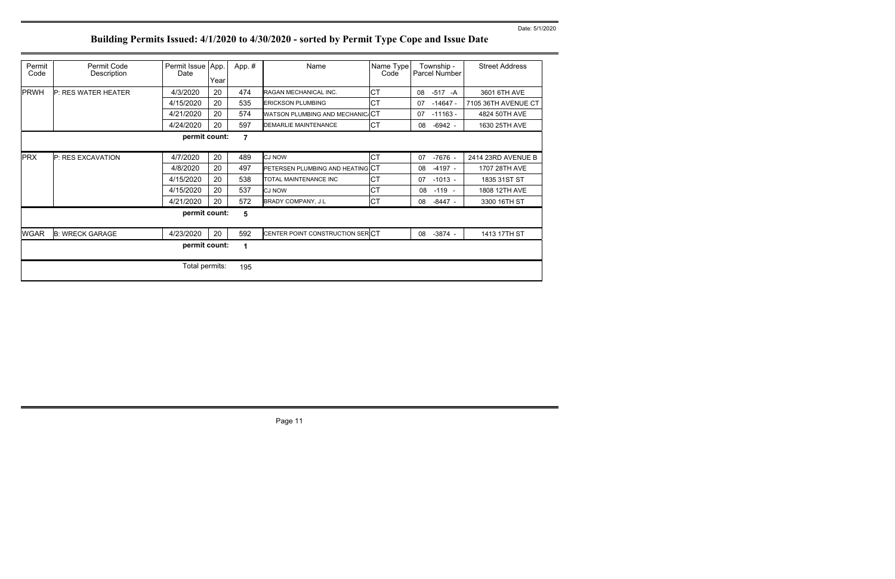Date: 5/1/2020

# Building Permits Issued: 4/1/2020 to 4/30/2020 - sorted by Permit Type Cope and Issue Date

| Permit Code | Permit Code Description | Permit Issue Date | App. Year | App. # | Name | Name Type Code | Township - Parcel Number | Street Address |
|---|---|---|---|---|---|---|---|---|
| PRWH | P: RES WATER HEATER | 4/3/2020 | 20 | 474 | RAGAN MECHANICAL INC. | CT | 08 -517 -A | 3601 6TH AVE |
| | | 4/15/2020 | 20 | 535 | ERICKSON PLUMBING | CT | 07 -14647 - | 7105 36TH AVENUE CT |
| | | 4/21/2020 | 20 | 574 | WATSON PLUMBING AND MECHANICA | CT | 07 -11163 - | 4824 50TH AVE |
| | | 4/24/2020 | 20 | 597 | DEMARLIE MAINTENANCE | CT | 08 -6942 - | 1630 25TH AVE |
| | | permit count: | | 7 | | | | |
| PRX | P: RES EXCAVATION | 4/7/2020 | 20 | 489 | CJ NOW | CT | 07 -7676 - | 2414 23RD AVENUE B |
| | | 4/8/2020 | 20 | 497 | PETERSEN PLUMBING AND HEATING | CT | 08 -4197 - | 1707 28TH AVE |
| | | 4/15/2020 | 20 | 538 | TOTAL MAINTENANCE INC | CT | 07 -1013 - | 1835 31ST ST |
| | | 4/15/2020 | 20 | 537 | CJ NOW | CT | 08 -119 - | 1808 12TH AVE |
| | | 4/21/2020 | 20 | 572 | BRADY COMPANY, J L | CT | 08 -8447 - | 3300 16TH ST |
| | | permit count: | | 5 | | | | |
| WGAR | B: WRECK GARAGE | 4/23/2020 | 20 | 592 | CENTER POINT CONSTRUCTION SER | CT | 08 -3874 - | 1413 17TH ST |
| | | permit count: | | 1 | | | | |
| | | Total permits: | | 195 | | | | |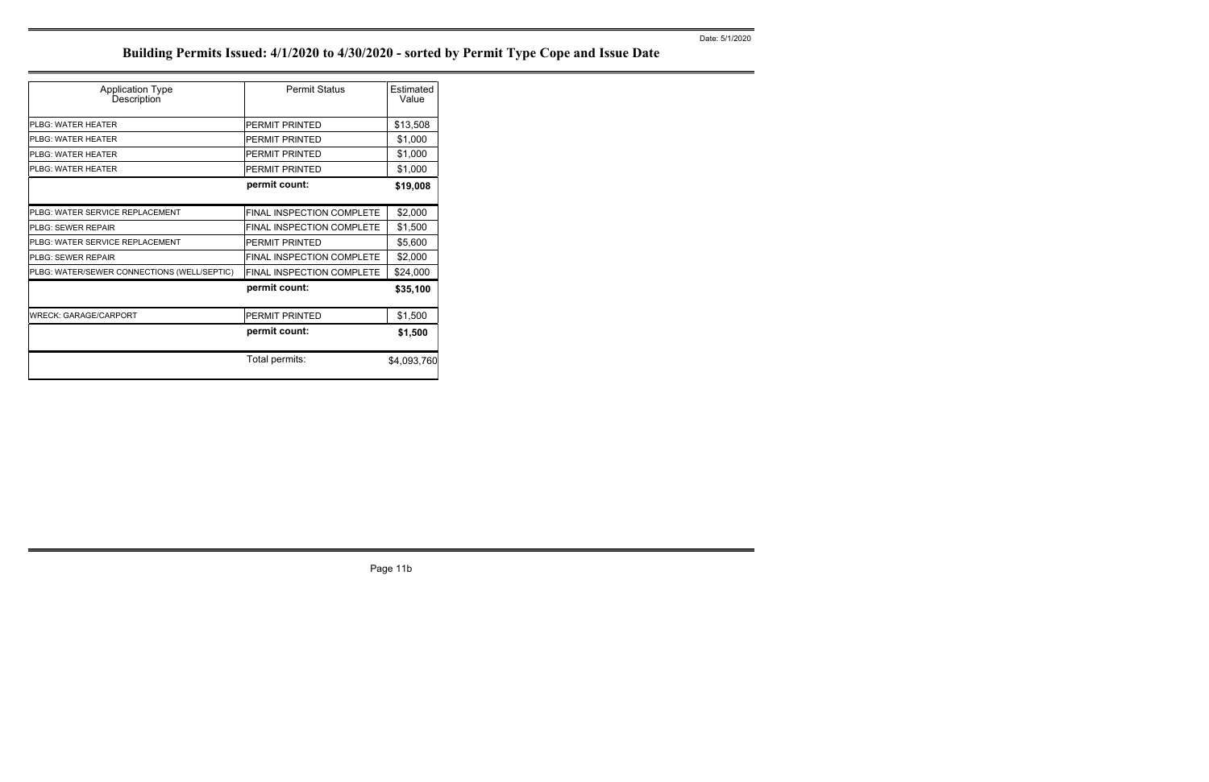# Building Permits Issued: 4/1/2020 to 4/30/2020 - sorted by Permit Type Cope and Issue Date

Date: 5/1/2020

| Application Type Description | Permit Status | Estimated Value |
|---|---|---|
| PLBG: WATER HEATER | PERMIT PRINTED | $13,508 |
| PLBG: WATER HEATER | PERMIT PRINTED | $1,000 |
| PLBG: WATER HEATER | PERMIT PRINTED | $1,000 |
| PLBG: WATER HEATER | PERMIT PRINTED | $1,000 |
| | **permit count:** | **$19,008** |
| PLBG: WATER SERVICE REPLACEMENT | FINAL INSPECTION COMPLETE | $2,000 |
| PLBG: SEWER REPAIR | FINAL INSPECTION COMPLETE | $1,500 |
| PLBG: WATER SERVICE REPLACEMENT | PERMIT PRINTED | $5,600 |
| PLBG: SEWER REPAIR | FINAL INSPECTION COMPLETE | $2,000 |
| PLBG: WATER/SEWER CONNECTIONS (WELL/SEPTIC) | FINAL INSPECTION COMPLETE | $24,000 |
| | **permit count:** | **$35,100** |
| WRECK: GARAGE/CARPORT | PERMIT PRINTED | $1,500 |
| | **permit count:** | **$1,500** |
| | Total permits: | $4,093,760 |